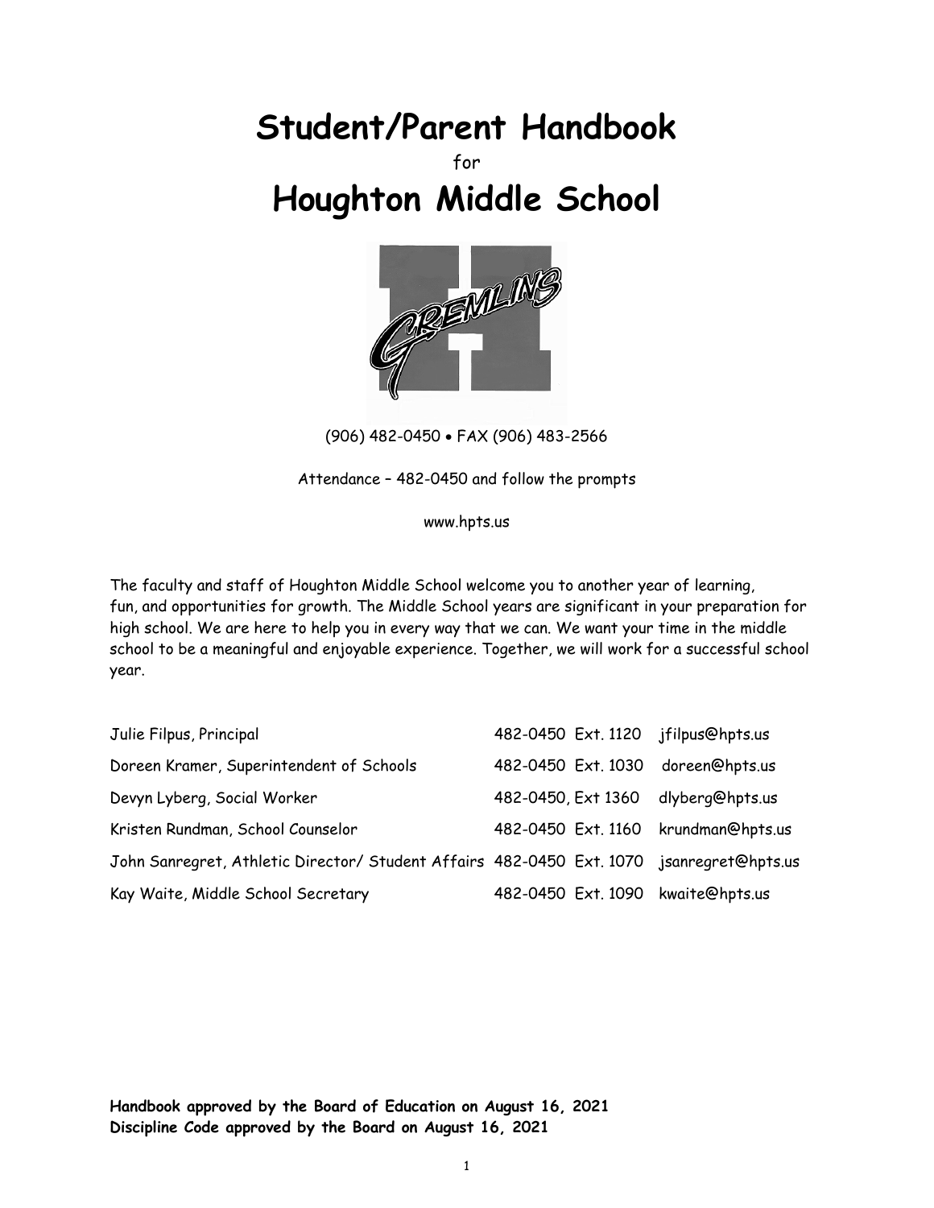# Student/Parent Handbook

for

# Houghton Middle School

(906) 482-0450 • FAX (906) 483-2566

Attendance – 482-0450 and follow the prompts

www.hpts.us

The faculty and staff of Houghton Middle School welcome you to another year of learning, fun, and opportunities for growth. The Middle School years are significant in your preparation for high school. We are here to help you in every way that we can. We want your time in the middle school to be a meaningful and enjoyable experience. Together, we will work for a successful school year.

| | | |
|---|---|---|
| Julie Filpus, Principal | 482-0450 Ext. 1120 | jfilpus@hpts.us |
| Doreen Kramer, Superintendent of Schools | 482-0450 Ext. 1030 | doreen@hpts.us |
| Devyn Lyberg, Social Worker | 482-0450, Ext 1360 | dlyberg@hpts.us |
| Kristen Rundman, School Counselor | 482-0450 Ext. 1160 | krundman@hpts.us |
| John Sanregret, Athletic Director/ Student Affairs | 482-0450 Ext. 1070 | jsanregret@hpts.us |
| Kay Waite, Middle School Secretary | 482-0450 Ext. 1090 | kwaite@hpts.us |

**Handbook approved by the Board of Education on August 16, 2021**
**Discipline Code approved by the Board on August 16, 2021**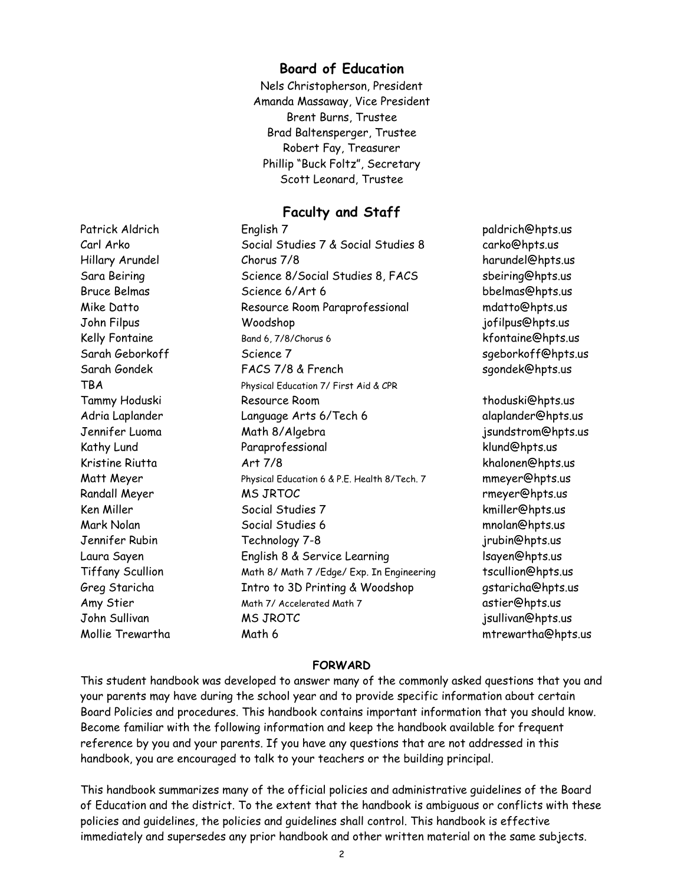## Board of Education

Nels Christopherson, President
Amanda Massaway, Vice President
Brent Burns, Trustee
Brad Baltensperger, Trustee
Robert Fay, Treasurer
Phillip "Buck Foltz", Secretary
Scott Leonard, Trustee

## Faculty and Staff

| | | |
|---|---|---|
| Patrick Aldrich | English 7 | paldrich@hpts.us |
| Carl Arko | Social Studies 7 & Social Studies 8 | carko@hpts.us |
| Hillary Arundel | Chorus 7/8 | harundel@hpts.us |
| Sara Beiring | Science 8/Social Studies 8, FACS | sbeiring@hpts.us |
| Bruce Belmas | Science 6/Art 6 | bbelmas@hpts.us |
| Mike Datto | Resource Room Paraprofessional | mdatto@hpts.us |
| John Filpus | Woodshop | jofilpus@hpts.us |
| Kelly Fontaine | Band 6, 7/8/Chorus 6 | kfontaine@hpts.us |
| Sarah Geborkoff | Science 7 | sgeborkoff@hpts.us |
| Sarah Gondek | FACS 7/8 & French | sgondek@hpts.us |
| TBA | Physical Education 7/ First Aid & CPR | |
| Tammy Hoduski | Resource Room | thoduski@hpts.us |
| Adria Laplander | Language Arts 6/Tech 6 | alaplander@hpts.us |
| Jennifer Luoma | Math 8/Algebra | jsundstrom@hpts.us |
| Kathy Lund | Paraprofessional | klund@hpts.us |
| Kristine Riutta | Art 7/8 | khalonen@hpts.us |
| Matt Meyer | Physical Education 6 & P.E. Health 8/Tech. 7 | mmeyer@hpts.us |
| Randall Meyer | MS JRTOC | rmeyer@hpts.us |
| Ken Miller | Social Studies 7 | kmiller@hpts.us |
| Mark Nolan | Social Studies 6 | mnolan@hpts.us |
| Jennifer Rubin | Technology 7-8 | jrubin@hpts.us |
| Laura Sayen | English 8 & Service Learning | lsayen@hpts.us |
| Tiffany Scullion | Math 8/ Math 7 /Edge/ Exp. In Engineering | tscullion@hpts.us |
| Greg Staricha | Intro to 3D Printing & Woodshop | gstaricha@hpts.us |
| Amy Stier | Math 7/ Accelerated Math 7 | astier@hpts.us |
| John Sullivan | MS JROTC | jsullivan@hpts.us |
| Mollie Trewartha | Math 6 | mtrewartha@hpts.us |

**FORWARD**

This student handbook was developed to answer many of the commonly asked questions that you and your parents may have during the school year and to provide specific information about certain Board Policies and procedures. This handbook contains important information that you should know. Become familiar with the following information and keep the handbook available for frequent reference by you and your parents. If you have any questions that are not addressed in this handbook, you are encouraged to talk to your teachers or the building principal.

This handbook summarizes many of the official policies and administrative guidelines of the Board of Education and the district. To the extent that the handbook is ambiguous or conflicts with these policies and guidelines, the policies and guidelines shall control. This handbook is effective immediately and supersedes any prior handbook and other written material on the same subjects.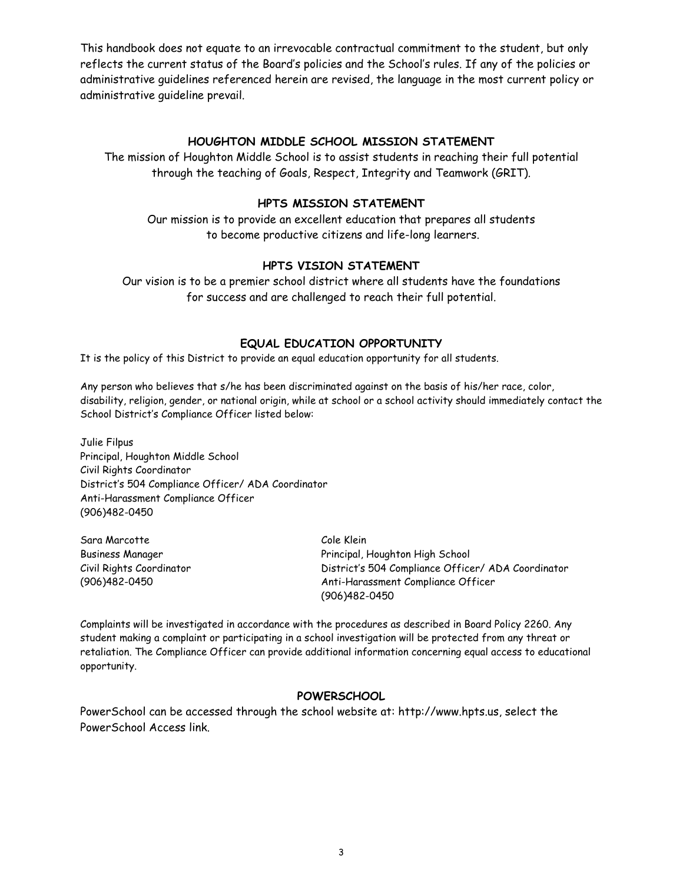This handbook does not equate to an irrevocable contractual commitment to the student, but only reflects the current status of the Board's policies and the School's rules. If any of the policies or administrative guidelines referenced herein are revised, the language in the most current policy or administrative guideline prevail.

## HOUGHTON MIDDLE SCHOOL MISSION STATEMENT

The mission of Houghton Middle School is to assist students in reaching their full potential through the teaching of Goals, Respect, Integrity and Teamwork (GRIT).

## HPTS MISSION STATEMENT

Our mission is to provide an excellent education that prepares all students to become productive citizens and life-long learners.

## HPTS VISION STATEMENT

Our vision is to be a premier school district where all students have the foundations for success and are challenged to reach their full potential.

## EQUAL EDUCATION OPPORTUNITY

It is the policy of this District to provide an equal education opportunity for all students.

Any person who believes that s/he has been discriminated against on the basis of his/her race, color, disability, religion, gender, or national origin, while at school or a school activity should immediately contact the School District's Compliance Officer listed below:

Julie Filpus
Principal, Houghton Middle School
Civil Rights Coordinator
District's 504 Compliance Officer/ ADA Coordinator
Anti-Harassment Compliance Officer
(906)482-0450

Sara Marcotte
Business Manager
Civil Rights Coordinator
(906)482-0450

Cole Klein
Principal, Houghton High School
District's 504 Compliance Officer/ ADA Coordinator
Anti-Harassment Compliance Officer
(906)482-0450

Complaints will be investigated in accordance with the procedures as described in Board Policy 2260. Any student making a complaint or participating in a school investigation will be protected from any threat or retaliation. The Compliance Officer can provide additional information concerning equal access to educational opportunity.

## POWERSCHOOL

PowerSchool can be accessed through the school website at: http://www.hpts.us, select the PowerSchool Access link.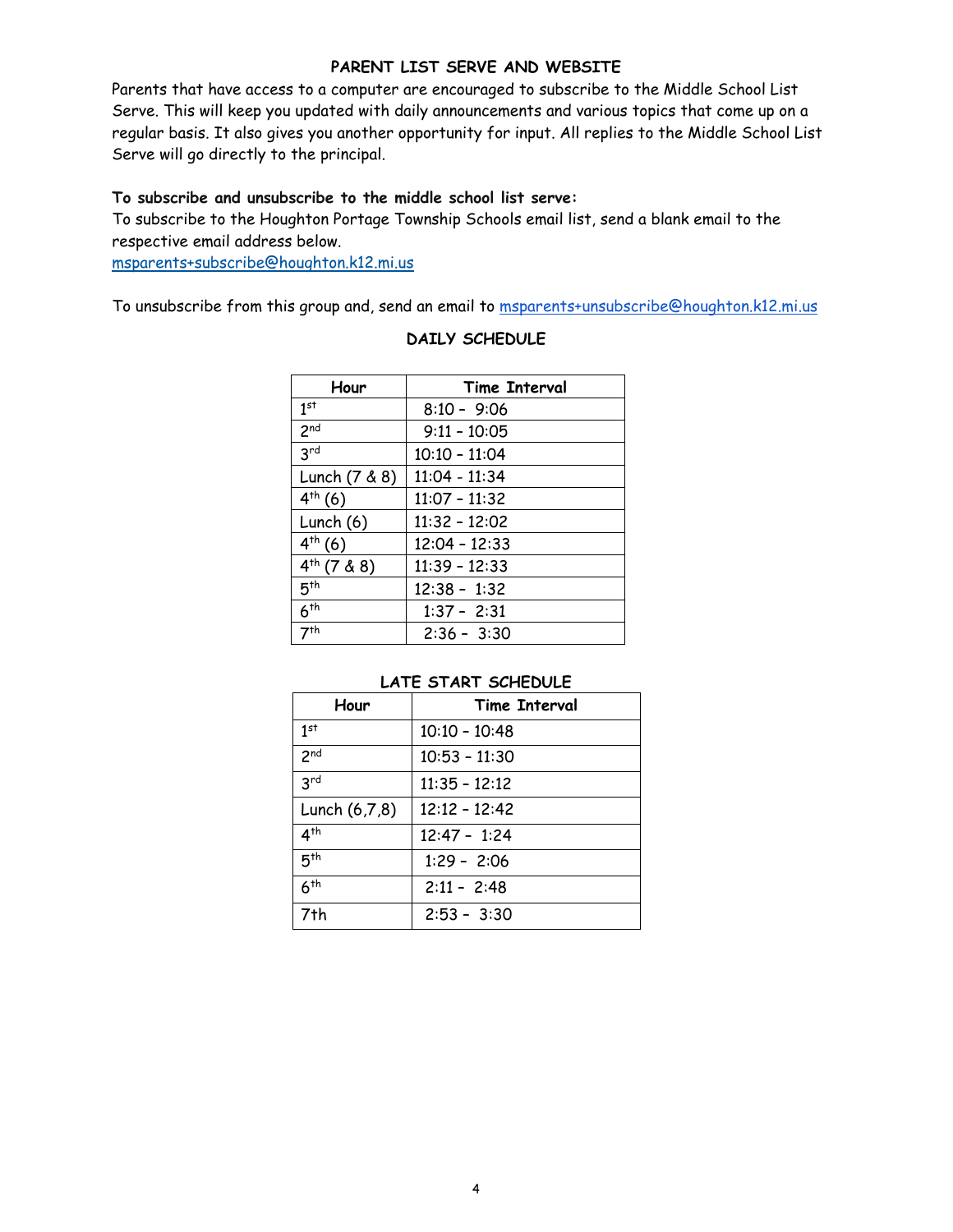## PARENT LIST SERVE AND WEBSITE

Parents that have access to a computer are encouraged to subscribe to the Middle School List Serve. This will keep you updated with daily announcements and various topics that come up on a regular basis. It also gives you another opportunity for input. All replies to the Middle School List Serve will go directly to the principal.

**To subscribe and unsubscribe to the middle school list serve:**

To subscribe to the Houghton Portage Township Schools email list, send a blank email to the respective email address below.

msparents+subscribe@houghton.k12.mi.us

To unsubscribe from this group and, send an email to msparents+unsubscribe@houghton.k12.mi.us

## DAILY SCHEDULE

| Hour | Time Interval |
|---|---|
| 1st | 8:10 - 9:06 |
| 2nd | 9:11 - 10:05 |
| 3rd | 10:10 - 11:04 |
| Lunch (7 & 8) | 11:04 - 11:34 |
| 4th (6) | 11:07 - 11:32 |
| Lunch (6) | 11:32 - 12:02 |
| 4th (6) | 12:04 - 12:33 |
| 4th (7 & 8) | 11:39 - 12:33 |
| 5th | 12:38 - 1:32 |
| 6th | 1:37 - 2:31 |
| 7th | 2:36 - 3:30 |

## LATE START SCHEDULE

| Hour | Time Interval |
|---|---|
| 1st | 10:10 - 10:48 |
| 2nd | 10:53 - 11:30 |
| 3rd | 11:35 - 12:12 |
| Lunch (6,7,8) | 12:12 - 12:42 |
| 4th | 12:47 - 1:24 |
| 5th | 1:29 - 2:06 |
| 6th | 2:11 - 2:48 |
| 7th | 2:53 - 3:30 |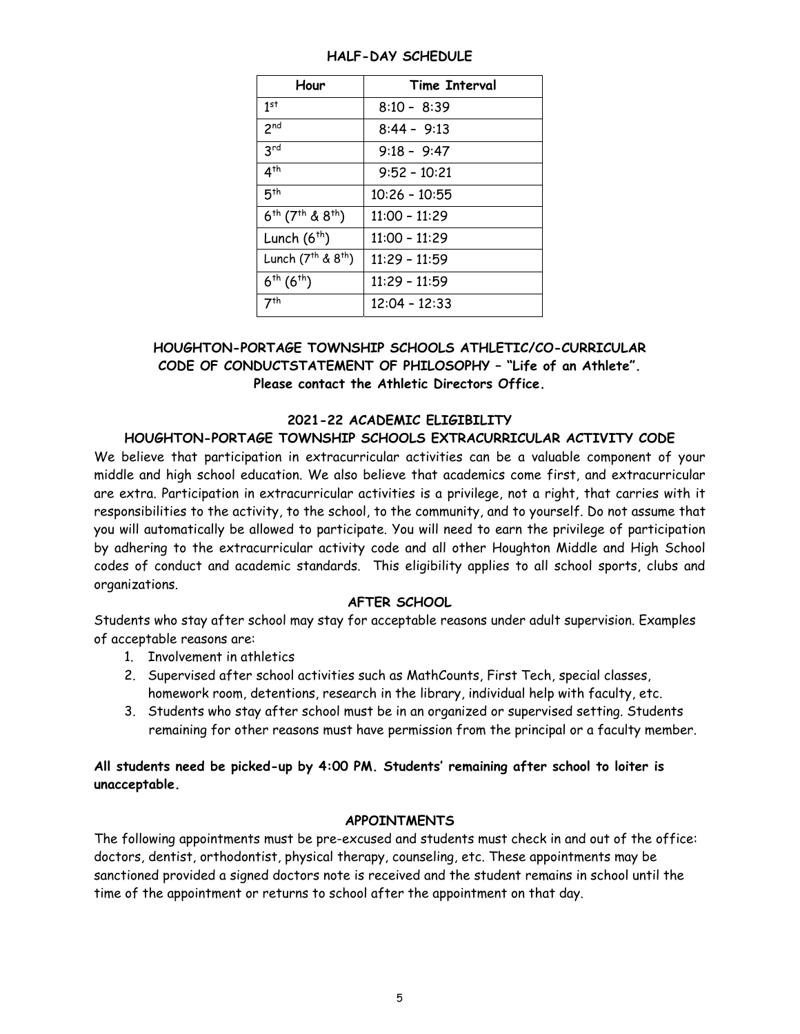## HALF-DAY SCHEDULE

| Hour | Time Interval |
|---|---|
| 1st | 8:10 – 8:39 |
| 2nd | 8:44 – 9:13 |
| 3rd | 9:18 – 9:47 |
| 4th | 9:52 – 10:21 |
| 5th | 10:26 – 10:55 |
| 6th (7th & 8th) | 11:00 – 11:29 |
| Lunch (6th) | 11:00 – 11:29 |
| Lunch (7th & 8th) | 11:29 – 11:59 |
| 6th (6th) | 11:29 – 11:59 |
| 7th | 12:04 – 12:33 |

**HOUGHTON-PORTAGE TOWNSHIP SCHOOLS ATHLETIC/CO-CURRICULAR CODE OF CONDUCTSTATEMENT OF PHILOSOPHY – "Life of an Athlete". Please contact the Athletic Directors Office.**

## 2021-22 ACADEMIC ELIGIBILITY

## HOUGHTON-PORTAGE TOWNSHIP SCHOOLS EXTRACURRICULAR ACTIVITY CODE

We believe that participation in extracurricular activities can be a valuable component of your middle and high school education. We also believe that academics come first, and extracurricular are extra. Participation in extracurricular activities is a privilege, not a right, that carries with it responsibilities to the activity, to the school, to the community, and to yourself. Do not assume that you will automatically be allowed to participate. You will need to earn the privilege of participation by adhering to the extracurricular activity code and all other Houghton Middle and High School codes of conduct and academic standards. This eligibility applies to all school sports, clubs and organizations.

## AFTER SCHOOL

Students who stay after school may stay for acceptable reasons under adult supervision. Examples of acceptable reasons are:

1. Involvement in athletics
2. Supervised after school activities such as MathCounts, First Tech, special classes, homework room, detentions, research in the library, individual help with faculty, etc.
3. Students who stay after school must be in an organized or supervised setting. Students remaining for other reasons must have permission from the principal or a faculty member.

**All students need be picked-up by 4:00 PM. Students' remaining after school to loiter is unacceptable.**

## APPOINTMENTS

The following appointments must be pre-excused and students must check in and out of the office: doctors, dentist, orthodontist, physical therapy, counseling, etc. These appointments may be sanctioned provided a signed doctors note is received and the student remains in school until the time of the appointment or returns to school after the appointment on that day.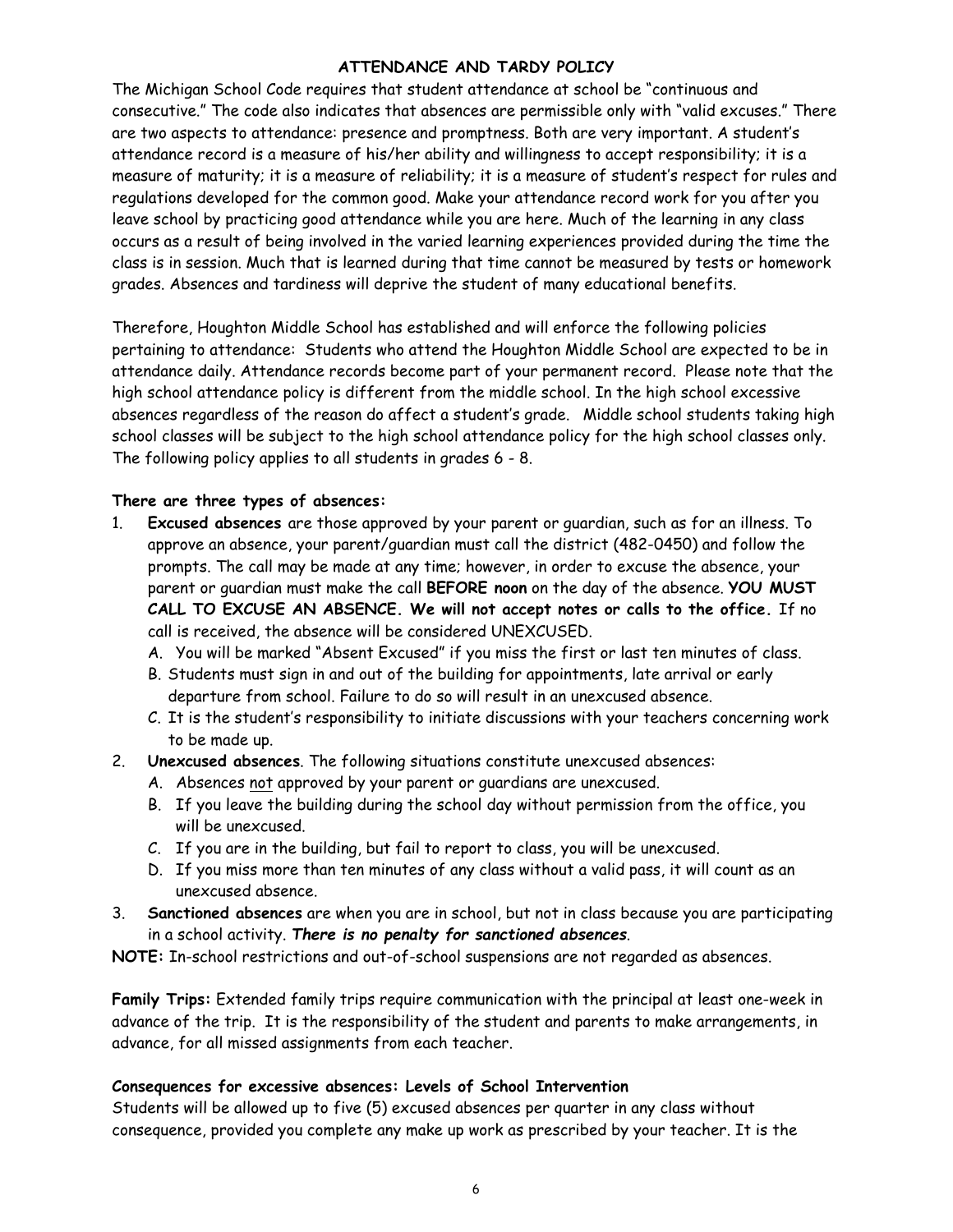## ATTENDANCE AND TARDY POLICY

The Michigan School Code requires that student attendance at school be "continuous and consecutive." The code also indicates that absences are permissible only with "valid excuses." There are two aspects to attendance: presence and promptness. Both are very important. A student's attendance record is a measure of his/her ability and willingness to accept responsibility; it is a measure of maturity; it is a measure of reliability; it is a measure of student's respect for rules and regulations developed for the common good. Make your attendance record work for you after you leave school by practicing good attendance while you are here. Much of the learning in any class occurs as a result of being involved in the varied learning experiences provided during the time the class is in session. Much that is learned during that time cannot be measured by tests or homework grades. Absences and tardiness will deprive the student of many educational benefits.

Therefore, Houghton Middle School has established and will enforce the following policies pertaining to attendance: Students who attend the Houghton Middle School are expected to be in attendance daily. Attendance records become part of your permanent record. Please note that the high school attendance policy is different from the middle school. In the high school excessive absences regardless of the reason do affect a student's grade. Middle school students taking high school classes will be subject to the high school attendance policy for the high school classes only. The following policy applies to all students in grades 6 - 8.

**There are three types of absences:**

1. **Excused absences** are those approved by your parent or guardian, such as for an illness. To approve an absence, your parent/guardian must call the district (482-0450) and follow the prompts. The call may be made at any time; however, in order to excuse the absence, your parent or guardian must make the call **BEFORE noon** on the day of the absence. **YOU MUST CALL TO EXCUSE AN ABSENCE. We will not accept notes or calls to the office.** If no call is received, the absence will be considered UNEXCUSED.
   A. You will be marked "Absent Excused" if you miss the first or last ten minutes of class.
   B. Students must sign in and out of the building for appointments, late arrival or early departure from school. Failure to do so will result in an unexcused absence.
   C. It is the student's responsibility to initiate discussions with your teachers concerning work to be made up.
2. **Unexcused absences**. The following situations constitute unexcused absences:
   A. Absences not approved by your parent or guardians are unexcused.
   B. If you leave the building during the school day without permission from the office, you will be unexcused.
   C. If you are in the building, but fail to report to class, you will be unexcused.
   D. If you miss more than ten minutes of any class without a valid pass, it will count as an unexcused absence.
3. **Sanctioned absences** are when you are in school, but not in class because you are participating in a school activity. ***There is no penalty for sanctioned absences***.

**NOTE:** In-school restrictions and out-of-school suspensions are not regarded as absences.

**Family Trips:** Extended family trips require communication with the principal at least one-week in advance of the trip. It is the responsibility of the student and parents to make arrangements, in advance, for all missed assignments from each teacher.

**Consequences for excessive absences: Levels of School Intervention**

Students will be allowed up to five (5) excused absences per quarter in any class without consequence, provided you complete any make up work as prescribed by your teacher. It is the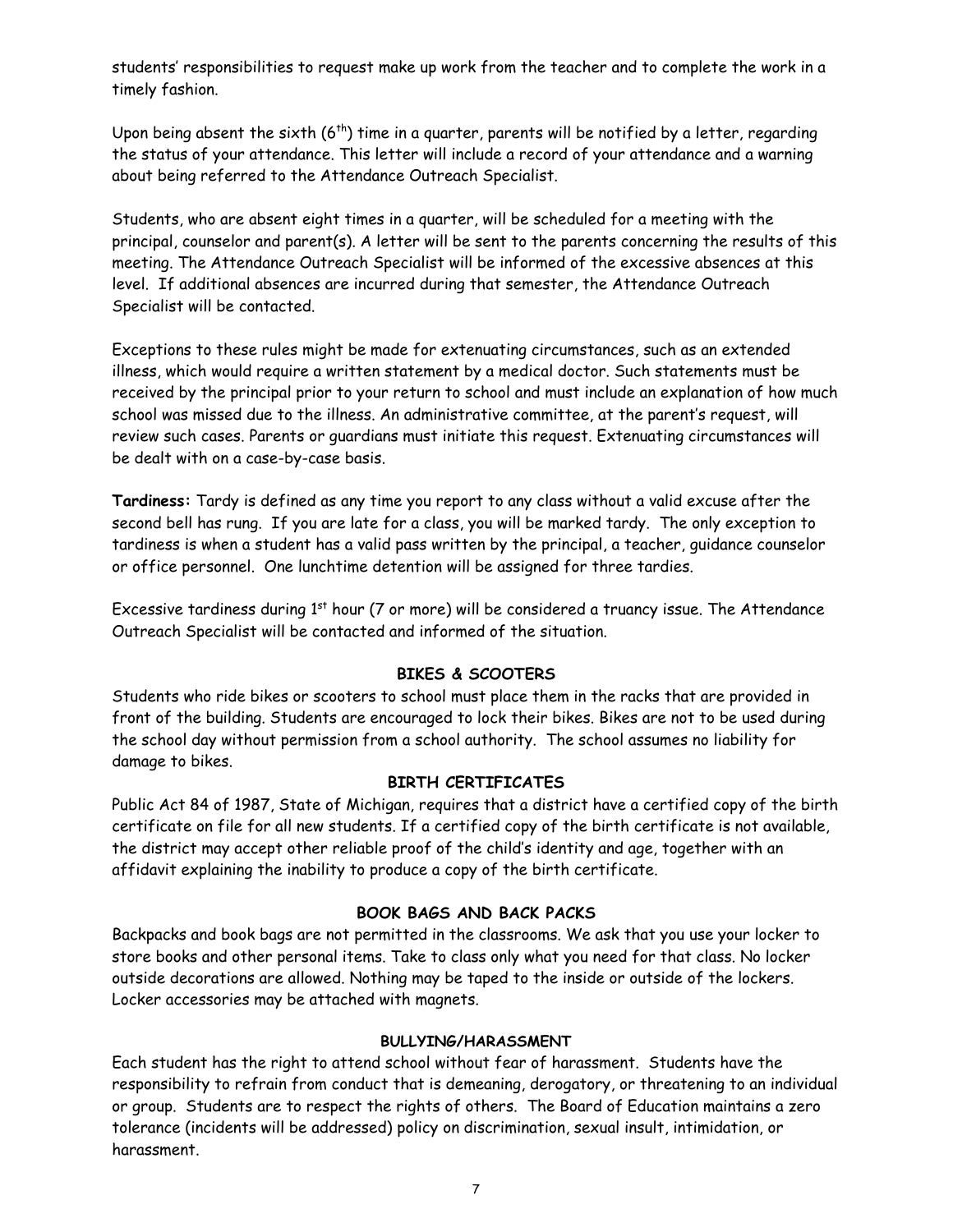students' responsibilities to request make up work from the teacher and to complete the work in a timely fashion.

Upon being absent the sixth (6th) time in a quarter, parents will be notified by a letter, regarding the status of your attendance. This letter will include a record of your attendance and a warning about being referred to the Attendance Outreach Specialist.

Students, who are absent eight times in a quarter, will be scheduled for a meeting with the principal, counselor and parent(s). A letter will be sent to the parents concerning the results of this meeting. The Attendance Outreach Specialist will be informed of the excessive absences at this level. If additional absences are incurred during that semester, the Attendance Outreach Specialist will be contacted.

Exceptions to these rules might be made for extenuating circumstances, such as an extended illness, which would require a written statement by a medical doctor. Such statements must be received by the principal prior to your return to school and must include an explanation of how much school was missed due to the illness. An administrative committee, at the parent's request, will review such cases. Parents or guardians must initiate this request. Extenuating circumstances will be dealt with on a case-by-case basis.

**Tardiness:** Tardy is defined as any time you report to any class without a valid excuse after the second bell has rung. If you are late for a class, you will be marked tardy. The only exception to tardiness is when a student has a valid pass written by the principal, a teacher, guidance counselor or office personnel. One lunchtime detention will be assigned for three tardies.

Excessive tardiness during 1st hour (7 or more) will be considered a truancy issue. The Attendance Outreach Specialist will be contacted and informed of the situation.

## BIKES & SCOOTERS

Students who ride bikes or scooters to school must place them in the racks that are provided in front of the building. Students are encouraged to lock their bikes. Bikes are not to be used during the school day without permission from a school authority. The school assumes no liability for damage to bikes.

## BIRTH CERTIFICATES

Public Act 84 of 1987, State of Michigan, requires that a district have a certified copy of the birth certificate on file for all new students. If a certified copy of the birth certificate is not available, the district may accept other reliable proof of the child's identity and age, together with an affidavit explaining the inability to produce a copy of the birth certificate.

## BOOK BAGS AND BACK PACKS

Backpacks and book bags are not permitted in the classrooms. We ask that you use your locker to store books and other personal items. Take to class only what you need for that class. No locker outside decorations are allowed. Nothing may be taped to the inside or outside of the lockers. Locker accessories may be attached with magnets.

## BULLYING/HARASSMENT

Each student has the right to attend school without fear of harassment. Students have the responsibility to refrain from conduct that is demeaning, derogatory, or threatening to an individual or group. Students are to respect the rights of others. The Board of Education maintains a zero tolerance (incidents will be addressed) policy on discrimination, sexual insult, intimidation, or harassment.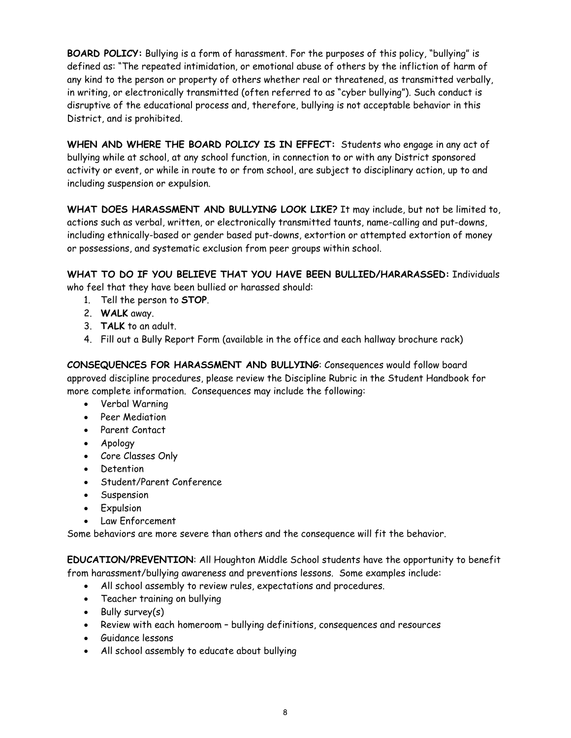**BOARD POLICY:** Bullying is a form of harassment. For the purposes of this policy, "bullying" is defined as: "The repeated intimidation, or emotional abuse of others by the infliction of harm of any kind to the person or property of others whether real or threatened, as transmitted verbally, in writing, or electronically transmitted (often referred to as "cyber bullying"). Such conduct is disruptive of the educational process and, therefore, bullying is not acceptable behavior in this District, and is prohibited.

**WHEN AND WHERE THE BOARD POLICY IS IN EFFECT:** Students who engage in any act of bullying while at school, at any school function, in connection to or with any District sponsored activity or event, or while in route to or from school, are subject to disciplinary action, up to and including suspension or expulsion.

**WHAT DOES HARASSMENT AND BULLYING LOOK LIKE?** It may include, but not be limited to, actions such as verbal, written, or electronically transmitted taunts, name-calling and put-downs, including ethnically-based or gender based put-downs, extortion or attempted extortion of money or possessions, and systematic exclusion from peer groups within school.

**WHAT TO DO IF YOU BELIEVE THAT YOU HAVE BEEN BULLIED/HARARASSED:** Individuals who feel that they have been bullied or harassed should:

1. Tell the person to **STOP**.
2. **WALK** away.
3. **TALK** to an adult.
4. Fill out a Bully Report Form (available in the office and each hallway brochure rack)

**CONSEQUENCES FOR HARASSMENT AND BULLYING**: Consequences would follow board approved discipline procedures, please review the Discipline Rubric in the Student Handbook for more complete information. Consequences may include the following:

- Verbal Warning
- Peer Mediation
- Parent Contact
- Apology
- Core Classes Only
- Detention
- Student/Parent Conference
- Suspension
- Expulsion
- Law Enforcement

Some behaviors are more severe than others and the consequence will fit the behavior.

**EDUCATION/PREVENTION**: All Houghton Middle School students have the opportunity to benefit from harassment/bullying awareness and preventions lessons. Some examples include:

- All school assembly to review rules, expectations and procedures.
- Teacher training on bullying
- Bully survey(s)
- Review with each homeroom – bullying definitions, consequences and resources
- Guidance lessons
- All school assembly to educate about bullying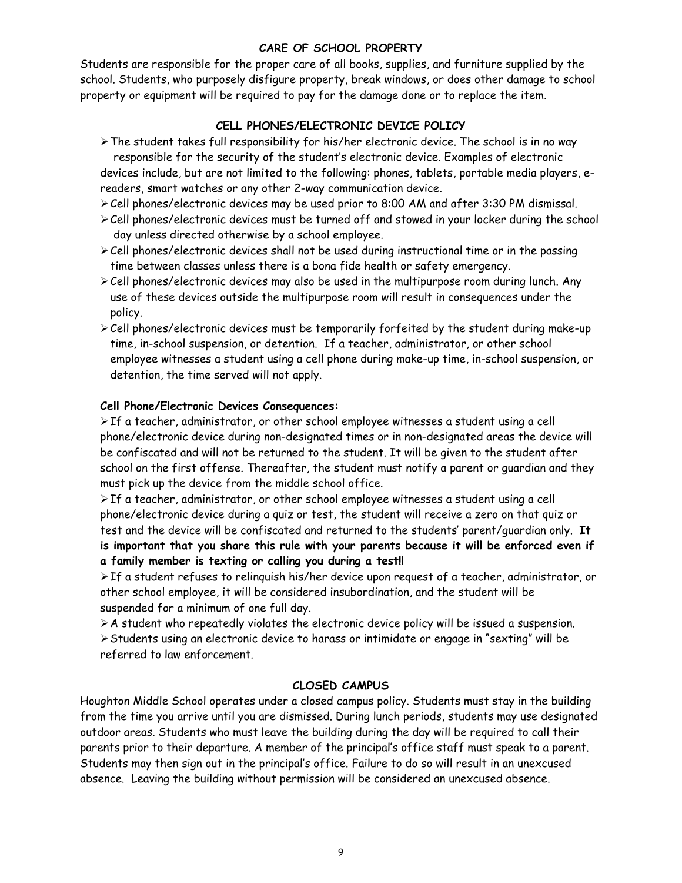## CARE OF SCHOOL PROPERTY

Students are responsible for the proper care of all books, supplies, and furniture supplied by the school. Students, who purposely disfigure property, break windows, or does other damage to school property or equipment will be required to pay for the damage done or to replace the item.

## CELL PHONES/ELECTRONIC DEVICE POLICY

- The student takes full responsibility for his/her electronic device. The school is in no way responsible for the security of the student's electronic device. Examples of electronic devices include, but are not limited to the following: phones, tablets, portable media players, e-readers, smart watches or any other 2-way communication device.
- Cell phones/electronic devices may be used prior to 8:00 AM and after 3:30 PM dismissal.
- Cell phones/electronic devices must be turned off and stowed in your locker during the school day unless directed otherwise by a school employee.
- Cell phones/electronic devices shall not be used during instructional time or in the passing time between classes unless there is a bona fide health or safety emergency.
- Cell phones/electronic devices may also be used in the multipurpose room during lunch. Any use of these devices outside the multipurpose room will result in consequences under the policy.
- Cell phones/electronic devices must be temporarily forfeited by the student during make-up time, in-school suspension, or detention. If a teacher, administrator, or other school employee witnesses a student using a cell phone during make-up time, in-school suspension, or detention, the time served will not apply.

### Cell Phone/Electronic Devices Consequences:

- If a teacher, administrator, or other school employee witnesses a student using a cell phone/electronic device during non-designated times or in non-designated areas the device will be confiscated and will not be returned to the student. It will be given to the student after school on the first offense. Thereafter, the student must notify a parent or guardian and they must pick up the device from the middle school office.
- If a teacher, administrator, or other school employee witnesses a student using a cell phone/electronic device during a quiz or test, the student will receive a zero on that quiz or test and the device will be confiscated and returned to the students' parent/guardian only. **It is important that you share this rule with your parents because it will be enforced even if a family member is texting or calling you during a test!!**
- If a student refuses to relinquish his/her device upon request of a teacher, administrator, or other school employee, it will be considered insubordination, and the student will be suspended for a minimum of one full day.
- A student who repeatedly violates the electronic device policy will be issued a suspension.
- Students using an electronic device to harass or intimidate or engage in "sexting" will be referred to law enforcement.

## CLOSED CAMPUS

Houghton Middle School operates under a closed campus policy. Students must stay in the building from the time you arrive until you are dismissed. During lunch periods, students may use designated outdoor areas. Students who must leave the building during the day will be required to call their parents prior to their departure. A member of the principal's office staff must speak to a parent. Students may then sign out in the principal's office. Failure to do so will result in an unexcused absence. Leaving the building without permission will be considered an unexcused absence.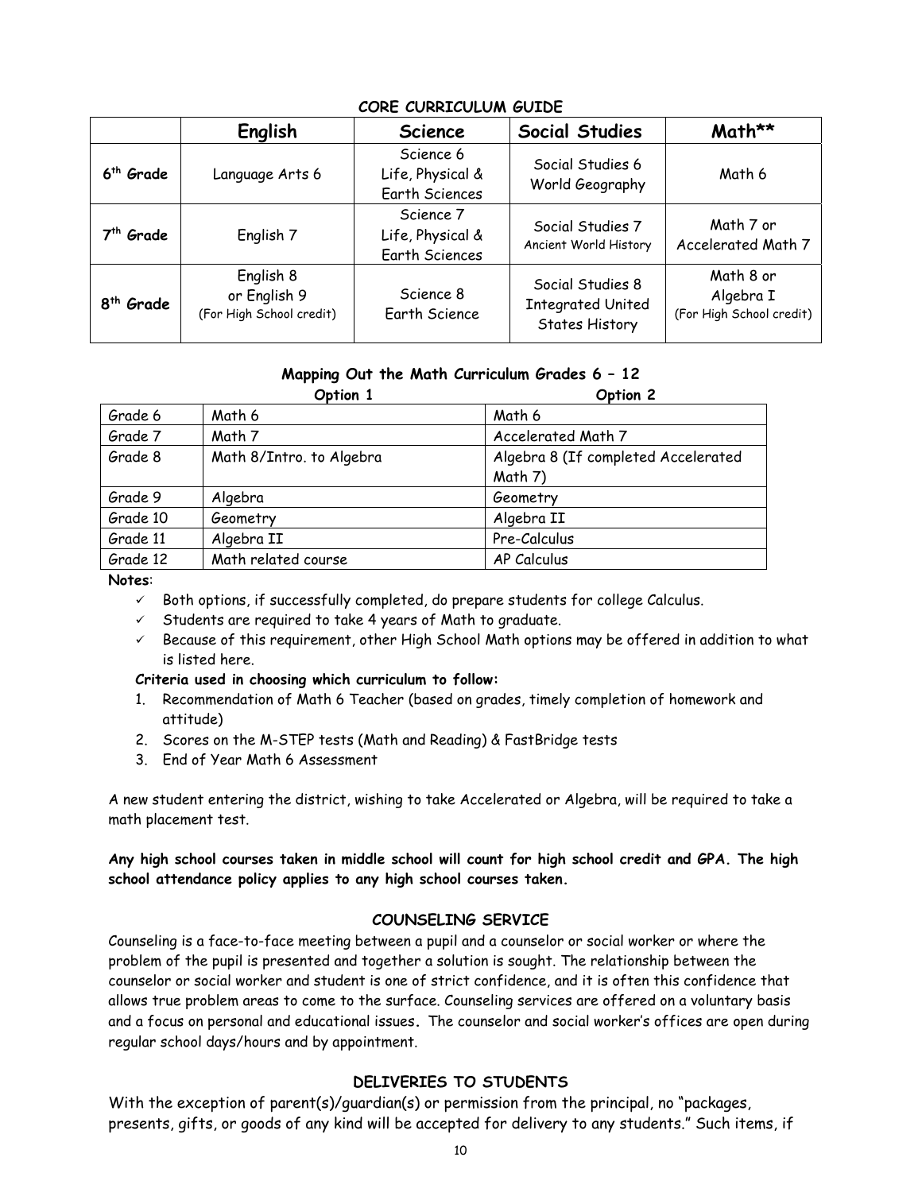## CORE CURRICULUM GUIDE

| | English | Science | Social Studies | Math** |
|---|---|---|---|---|
| 6th Grade | Language Arts 6 | Science 6 Life, Physical & Earth Sciences | Social Studies 6 World Geography | Math 6 |
| 7th Grade | English 7 | Science 7 Life, Physical & Earth Sciences | Social Studies 7 Ancient World History | Math 7 or Accelerated Math 7 |
| 8th Grade | English 8 or English 9 (For High School credit) | Science 8 Earth Science | Social Studies 8 Integrated United States History | Math 8 or Algebra I (For High School credit) |

## Mapping Out the Math Curriculum Grades 6 – 12

| | Option 1 | Option 2 |
|---|---|---|
| Grade 6 | Math 6 | Math 6 |
| Grade 7 | Math 7 | Accelerated Math 7 |
| Grade 8 | Math 8/Intro. to Algebra | Algebra 8 (If completed Accelerated Math 7) |
| Grade 9 | Algebra | Geometry |
| Grade 10 | Geometry | Algebra II |
| Grade 11 | Algebra II | Pre-Calculus |
| Grade 12 | Math related course | AP Calculus |

**Notes**:

- ✓ Both options, if successfully completed, do prepare students for college Calculus.
- ✓ Students are required to take 4 years of Math to graduate.
- ✓ Because of this requirement, other High School Math options may be offered in addition to what is listed here.

**Criteria used in choosing which curriculum to follow:**

1. Recommendation of Math 6 Teacher (based on grades, timely completion of homework and attitude)
2. Scores on the M-STEP tests (Math and Reading) & FastBridge tests
3. End of Year Math 6 Assessment

A new student entering the district, wishing to take Accelerated or Algebra, will be required to take a math placement test.

**Any high school courses taken in middle school will count for high school credit and GPA. The high school attendance policy applies to any high school courses taken.**

## COUNSELING SERVICE

Counseling is a face-to-face meeting between a pupil and a counselor or social worker or where the problem of the pupil is presented and together a solution is sought. The relationship between the counselor or social worker and student is one of strict confidence, and it is often this confidence that allows true problem areas to come to the surface. Counseling services are offered on a voluntary basis and a focus on personal and educational issues**.** The counselor and social worker's offices are open during regular school days/hours and by appointment.

## DELIVERIES TO STUDENTS

With the exception of parent(s)/guardian(s) or permission from the principal, no "packages, presents, gifts, or goods of any kind will be accepted for delivery to any students." Such items, if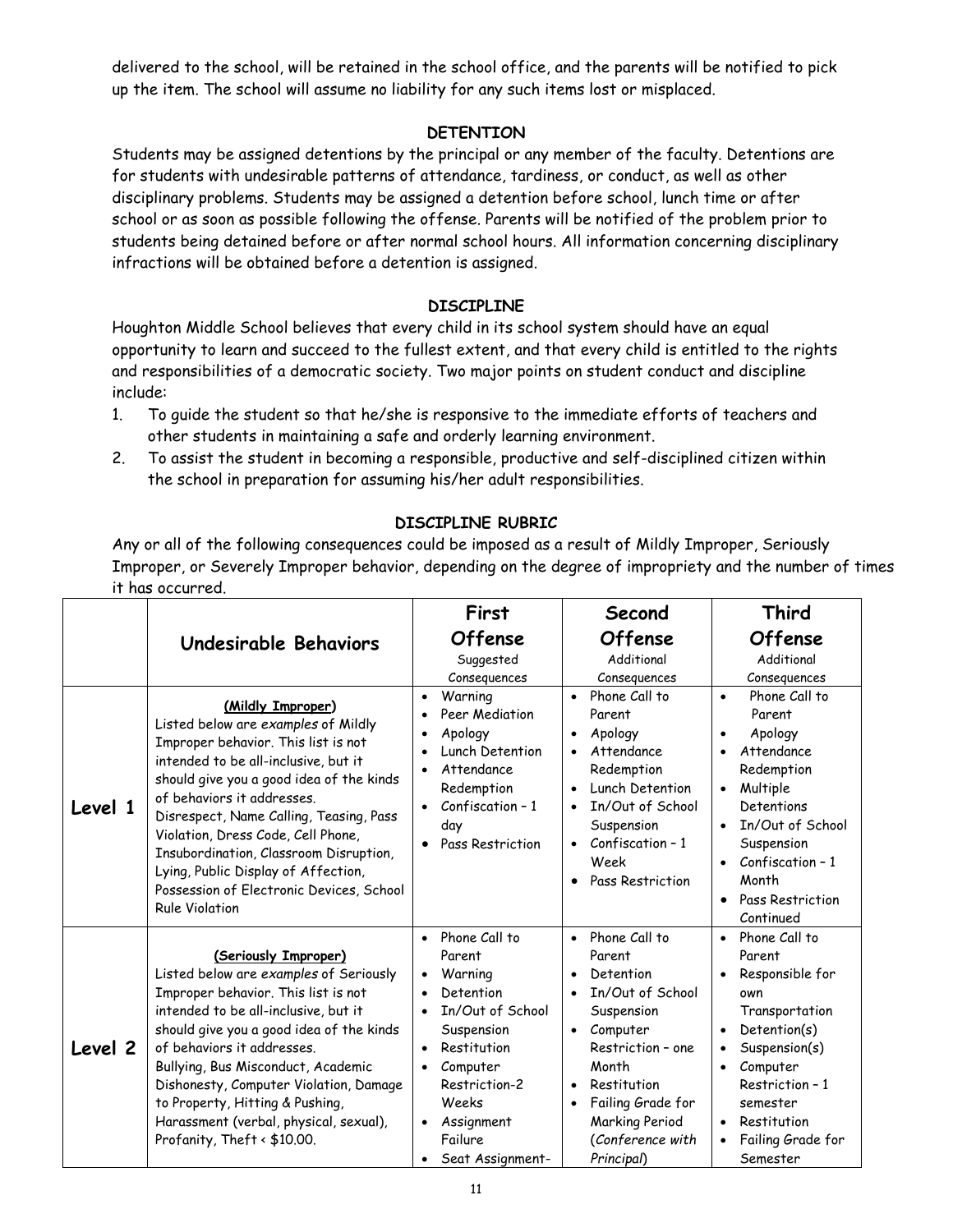delivered to the school, will be retained in the school office, and the parents will be notified to pick up the item. The school will assume no liability for any such items lost or misplaced.

## DETENTION

Students may be assigned detentions by the principal or any member of the faculty. Detentions are for students with undesirable patterns of attendance, tardiness, or conduct, as well as other disciplinary problems. Students may be assigned a detention before school, lunch time or after school or as soon as possible following the offense. Parents will be notified of the problem prior to students being detained before or after normal school hours. All information concerning disciplinary infractions will be obtained before a detention is assigned.

## DISCIPLINE

Houghton Middle School believes that every child in its school system should have an equal opportunity to learn and succeed to the fullest extent, and that every child is entitled to the rights and responsibilities of a democratic society. Two major points on student conduct and discipline include:

1. To guide the student so that he/she is responsive to the immediate efforts of teachers and other students in maintaining a safe and orderly learning environment.
2. To assist the student in becoming a responsible, productive and self-disciplined citizen within the school in preparation for assuming his/her adult responsibilities.

## DISCIPLINE RUBRIC

Any or all of the following consequences could be imposed as a result of Mildly Improper, Seriously Improper, or Severely Improper behavior, depending on the degree of impropriety and the number of times it has occurred.

| | **Undesirable Behaviors** | **First Offense** Suggested Consequences | **Second Offense** Additional Consequences | **Third Offense** Additional Consequences |
|---|---|---|---|---|
| **Level 1** | **(Mildly Improper)** Listed below are *examples* of Mildly Improper behavior. This list is not intended to be all-inclusive, but it should give you a good idea of the kinds of behaviors it addresses. Disrespect, Name Calling, Teasing, Pass Violation, Dress Code, Cell Phone, Insubordination, Classroom Disruption, Lying, Public Display of Affection, Possession of Electronic Devices, School Rule Violation | • Warning<br>• Peer Mediation<br>• Apology<br>• Lunch Detention<br>• Attendance Redemption<br>• Confiscation – 1 day<br>• Pass Restriction | • Phone Call to Parent<br>• Apology<br>• Attendance Redemption<br>• Lunch Detention<br>• In/Out of School Suspension<br>• Confiscation – 1 Week<br>• Pass Restriction | • Phone Call to Parent<br>• Apology<br>• Attendance Redemption<br>• Multiple Detentions<br>• In/Out of School Suspension<br>• Confiscation – 1 Month<br>• Pass Restriction Continued |
| **Level 2** | **(Seriously Improper)** Listed below are *examples* of Seriously Improper behavior. This list is not intended to be all-inclusive, but it should give you a good idea of the kinds of behaviors it addresses. Bullying, Bus Misconduct, Academic Dishonesty, Computer Violation, Damage to Property, Hitting & Pushing, Harassment (verbal, physical, sexual), Profanity, Theft < $10.00. | • Phone Call to Parent<br>• Warning<br>• Detention<br>• In/Out of School Suspension<br>• Restitution<br>• Computer Restriction-2 Weeks<br>• Assignment Failure<br>• Seat Assignment- | • Phone Call to Parent<br>• Detention<br>• In/Out of School Suspension<br>• Computer Restriction – one Month<br>• Restitution<br>• Failing Grade for Marking Period (*Conference with Principal*) | • Phone Call to Parent<br>• Responsible for own Transportation<br>• Detention(s)<br>• Suspension(s)<br>• Computer Restriction – 1 semester<br>• Restitution<br>• Failing Grade for Semester |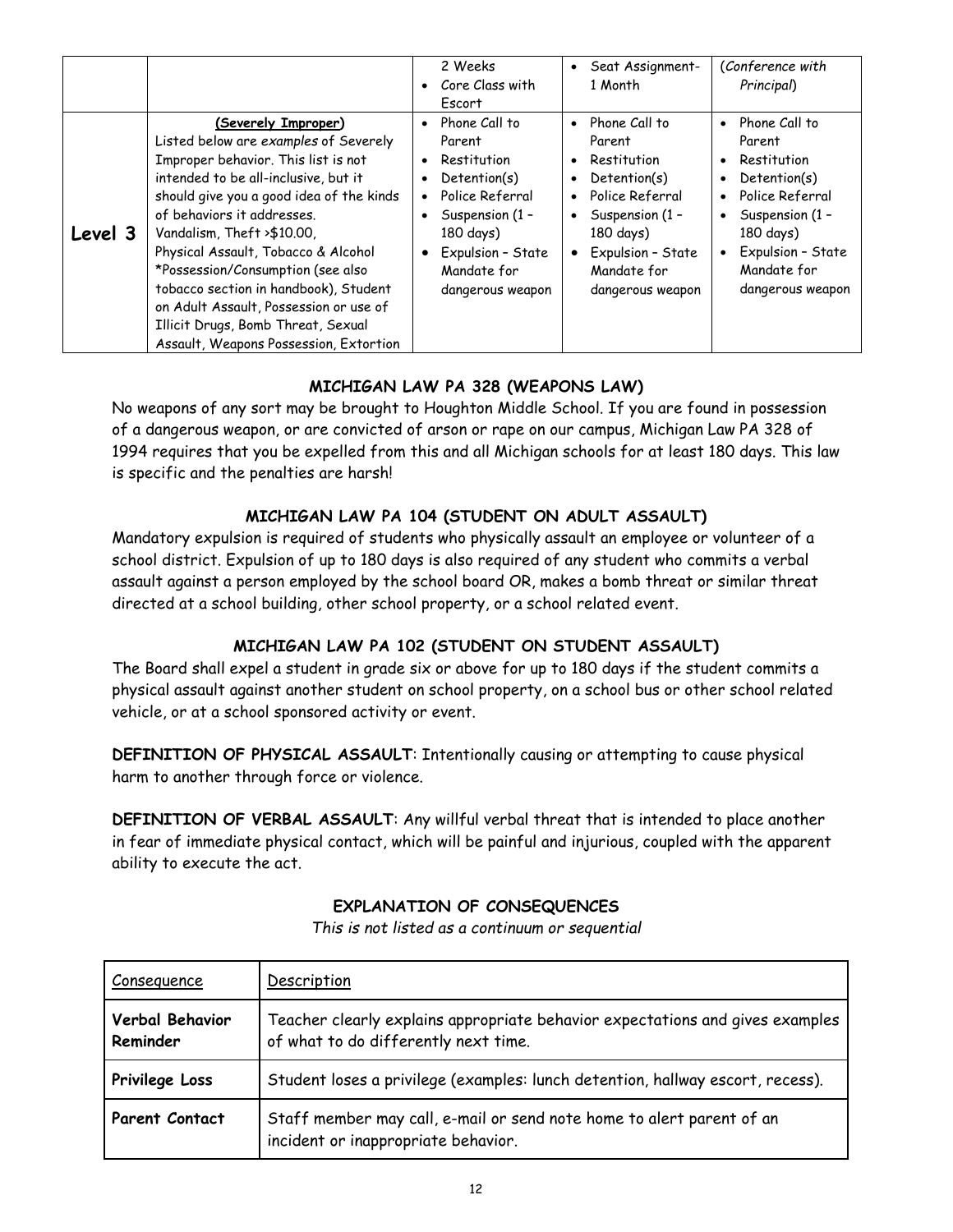| | | | | |
|---|---|---|---|---|
| | | 2 Weeks<br>• Core Class with Escort | • Seat Assignment- 1 Month | (*Conference with Principal*) |
| **Level 3** | (**Severely Improper**)<br>Listed below are *examples* of Severely Improper behavior. This list is not intended to be all-inclusive, but it should give you a good idea of the kinds of behaviors it addresses.<br>Vandalism, Theft >$10.00, Physical Assault, Tobacco & Alcohol *Possession/Consumption (see also tobacco section in handbook), Student on Adult Assault, Possession or use of Illicit Drugs, Bomb Threat, Sexual Assault, Weapons Possession, Extortion | • Phone Call to Parent<br>• Restitution<br>• Detention(s)<br>• Police Referral<br>• Suspension (1 – 180 days)<br>• Expulsion – State Mandate for dangerous weapon | • Phone Call to Parent<br>• Restitution<br>• Detention(s)<br>• Police Referral<br>• Suspension (1 – 180 days)<br>• Expulsion – State Mandate for dangerous weapon | • Phone Call to Parent<br>• Restitution<br>• Detention(s)<br>• Police Referral<br>• Suspension (1 – 180 days)<br>• Expulsion – State Mandate for dangerous weapon |

## MICHIGAN LAW PA 328 (WEAPONS LAW)

No weapons of any sort may be brought to Houghton Middle School. If you are found in possession of a dangerous weapon, or are convicted of arson or rape on our campus, Michigan Law PA 328 of 1994 requires that you be expelled from this and all Michigan schools for at least 180 days. This law is specific and the penalties are harsh!

## MICHIGAN LAW PA 104 (STUDENT ON ADULT ASSAULT)

Mandatory expulsion is required of students who physically assault an employee or volunteer of a school district. Expulsion of up to 180 days is also required of any student who commits a verbal assault against a person employed by the school board OR, makes a bomb threat or similar threat directed at a school building, other school property, or a school related event.

## MICHIGAN LAW PA 102 (STUDENT ON STUDENT ASSAULT)

The Board shall expel a student in grade six or above for up to 180 days if the student commits a physical assault against another student on school property, on a school bus or other school related vehicle, or at a school sponsored activity or event.

**DEFINITION OF PHYSICAL ASSAULT**: Intentionally causing or attempting to cause physical harm to another through force or violence.

**DEFINITION OF VERBAL ASSAULT**: Any willful verbal threat that is intended to place another in fear of immediate physical contact, which will be painful and injurious, coupled with the apparent ability to execute the act.

## EXPLANATION OF CONSEQUENCES

*This is not listed as a continuum or sequential*

| Consequence | Description |
|---|---|
| **Verbal Behavior Reminder** | Teacher clearly explains appropriate behavior expectations and gives examples of what to do differently next time. |
| **Privilege Loss** | Student loses a privilege (examples: lunch detention, hallway escort, recess). |
| **Parent Contact** | Staff member may call, e-mail or send note home to alert parent of an incident or inappropriate behavior. |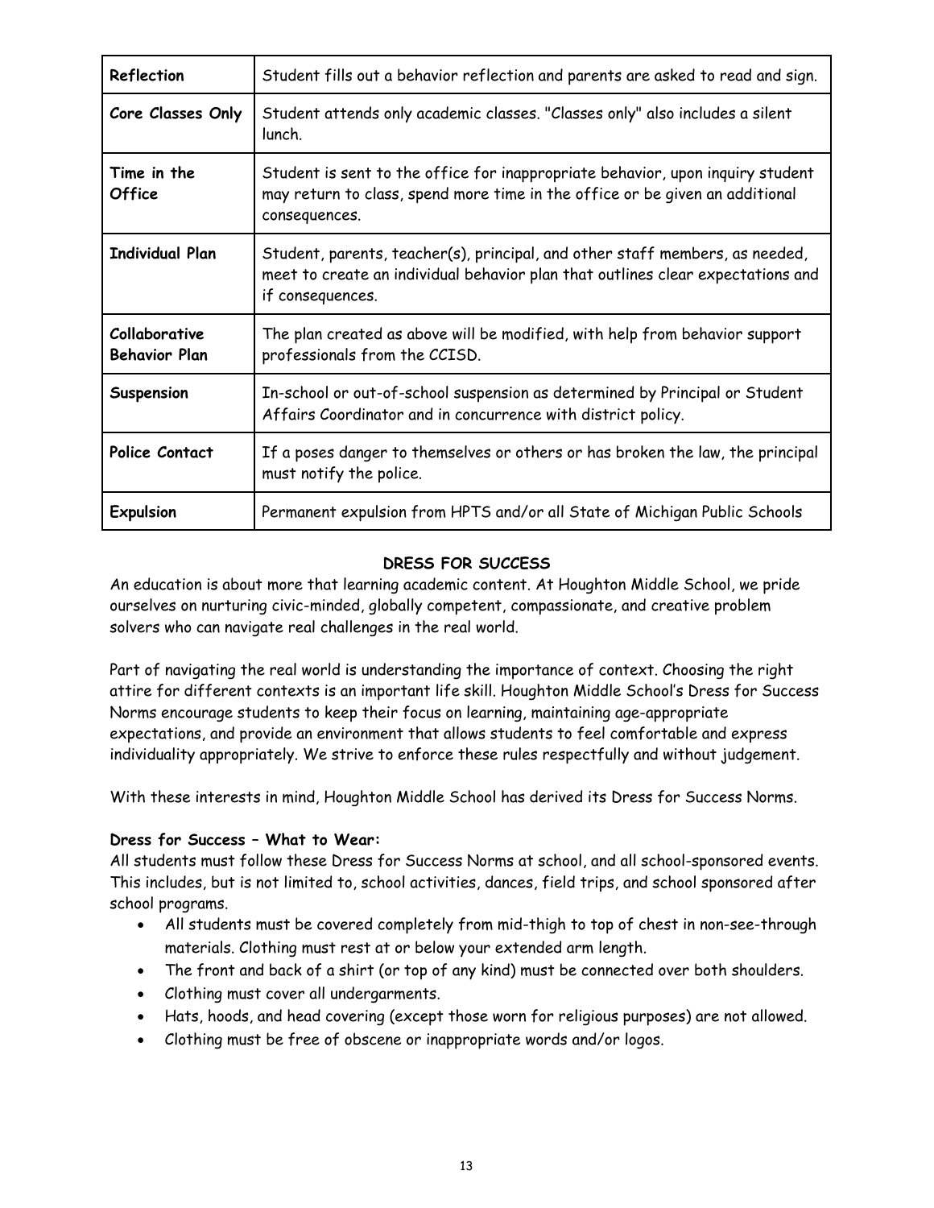| Reflection | Student fills out a behavior reflection and parents are asked to read and sign. |
|---|---|
| Core Classes Only | Student attends only academic classes. "Classes only" also includes a silent lunch. |
| Time in the Office | Student is sent to the office for inappropriate behavior, upon inquiry student may return to class, spend more time in the office or be given an additional consequences. |
| Individual Plan | Student, parents, teacher(s), principal, and other staff members, as needed, meet to create an individual behavior plan that outlines clear expectations and if consequences. |
| Collaborative Behavior Plan | The plan created as above will be modified, with help from behavior support professionals from the CCISD. |
| Suspension | In-school or out-of-school suspension as determined by Principal or Student Affairs Coordinator and in concurrence with district policy. |
| Police Contact | If a poses danger to themselves or others or has broken the law, the principal must notify the police. |
| Expulsion | Permanent expulsion from HPTS and/or all State of Michigan Public Schools |

## DRESS FOR SUCCESS

An education is about more that learning academic content. At Houghton Middle School, we pride ourselves on nurturing civic-minded, globally competent, compassionate, and creative problem solvers who can navigate real challenges in the real world.

Part of navigating the real world is understanding the importance of context. Choosing the right attire for different contexts is an important life skill. Houghton Middle School's Dress for Success Norms encourage students to keep their focus on learning, maintaining age-appropriate expectations, and provide an environment that allows students to feel comfortable and express individuality appropriately. We strive to enforce these rules respectfully and without judgement.

With these interests in mind, Houghton Middle School has derived its Dress for Success Norms.

**Dress for Success – What to Wear:**

All students must follow these Dress for Success Norms at school, and all school-sponsored events. This includes, but is not limited to, school activities, dances, field trips, and school sponsored after school programs.

- All students must be covered completely from mid-thigh to top of chest in non-see-through materials. Clothing must rest at or below your extended arm length.
- The front and back of a shirt (or top of any kind) must be connected over both shoulders.
- Clothing must cover all undergarments.
- Hats, hoods, and head covering (except those worn for religious purposes) are not allowed.
- Clothing must be free of obscene or inappropriate words and/or logos.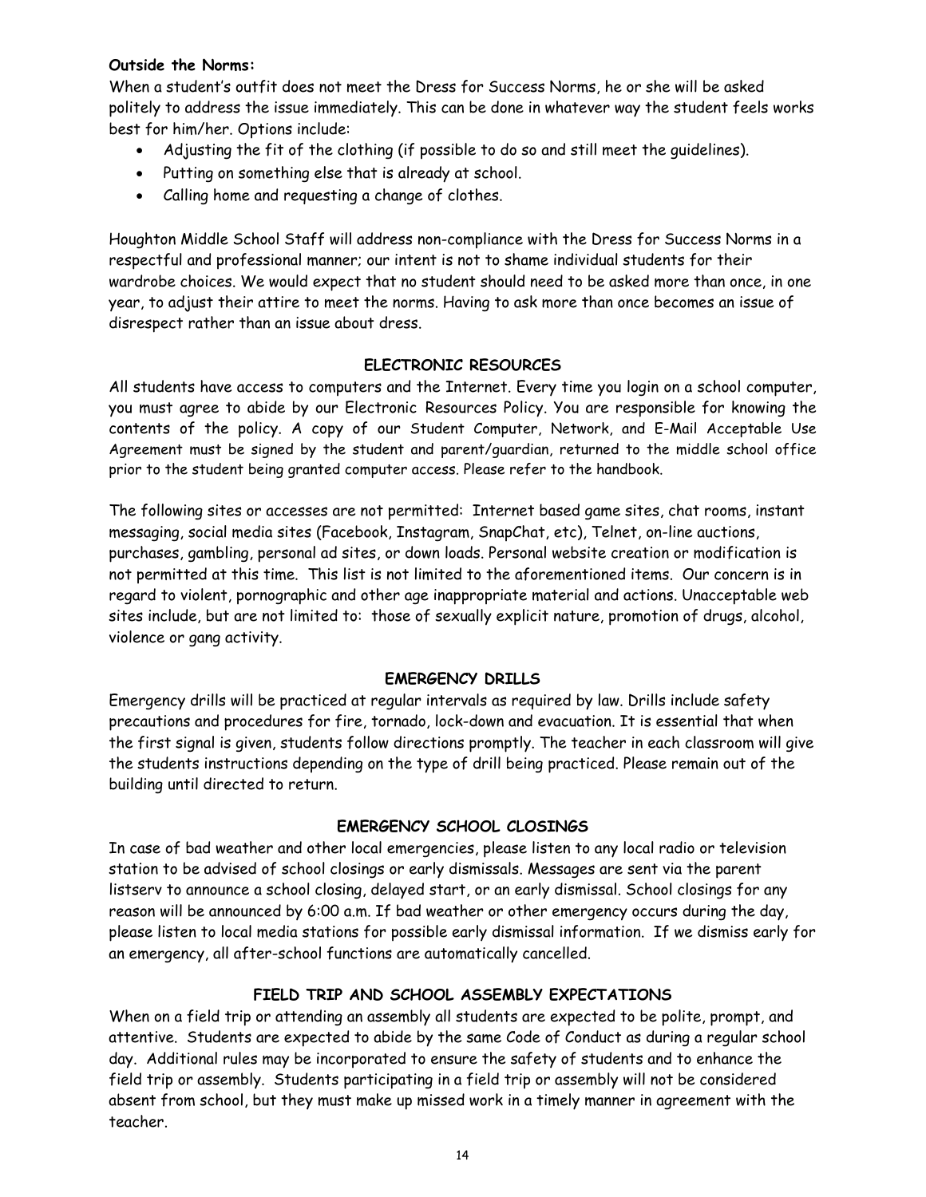**Outside the Norms:**

When a student's outfit does not meet the Dress for Success Norms, he or she will be asked politely to address the issue immediately. This can be done in whatever way the student feels works best for him/her. Options include:

- Adjusting the fit of the clothing (if possible to do so and still meet the guidelines).
- Putting on something else that is already at school.
- Calling home and requesting a change of clothes.

Houghton Middle School Staff will address non-compliance with the Dress for Success Norms in a respectful and professional manner; our intent is not to shame individual students for their wardrobe choices. We would expect that no student should need to be asked more than once, in one year, to adjust their attire to meet the norms. Having to ask more than once becomes an issue of disrespect rather than an issue about dress.

## ELECTRONIC RESOURCES

All students have access to computers and the Internet. Every time you login on a school computer, you must agree to abide by our Electronic Resources Policy. You are responsible for knowing the contents of the policy. A copy of our Student Computer, Network, and E-Mail Acceptable Use Agreement must be signed by the student and parent/guardian, returned to the middle school office prior to the student being granted computer access. Please refer to the handbook.

The following sites or accesses are not permitted: Internet based game sites, chat rooms, instant messaging, social media sites (Facebook, Instagram, SnapChat, etc), Telnet, on-line auctions, purchases, gambling, personal ad sites, or down loads. Personal website creation or modification is not permitted at this time. This list is not limited to the aforementioned items. Our concern is in regard to violent, pornographic and other age inappropriate material and actions. Unacceptable web sites include, but are not limited to: those of sexually explicit nature, promotion of drugs, alcohol, violence or gang activity.

## EMERGENCY DRILLS

Emergency drills will be practiced at regular intervals as required by law. Drills include safety precautions and procedures for fire, tornado, lock-down and evacuation. It is essential that when the first signal is given, students follow directions promptly. The teacher in each classroom will give the students instructions depending on the type of drill being practiced. Please remain out of the building until directed to return.

## EMERGENCY SCHOOL CLOSINGS

In case of bad weather and other local emergencies, please listen to any local radio or television station to be advised of school closings or early dismissals. Messages are sent via the parent listserv to announce a school closing, delayed start, or an early dismissal. School closings for any reason will be announced by 6:00 a.m. If bad weather or other emergency occurs during the day, please listen to local media stations for possible early dismissal information. If we dismiss early for an emergency, all after-school functions are automatically cancelled.

## FIELD TRIP AND SCHOOL ASSEMBLY EXPECTATIONS

When on a field trip or attending an assembly all students are expected to be polite, prompt, and attentive. Students are expected to abide by the same Code of Conduct as during a regular school day. Additional rules may be incorporated to ensure the safety of students and to enhance the field trip or assembly. Students participating in a field trip or assembly will not be considered absent from school, but they must make up missed work in a timely manner in agreement with the teacher.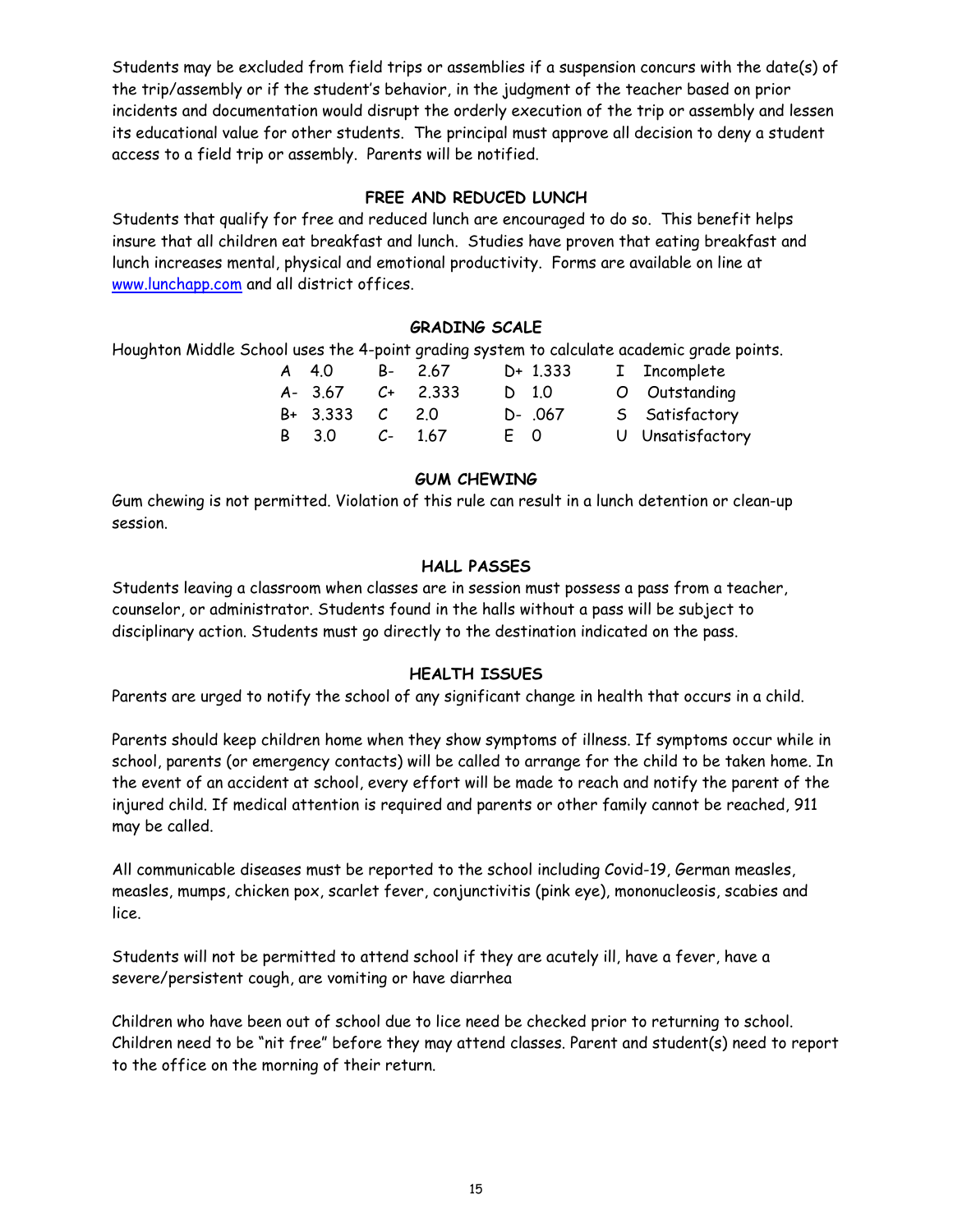Students may be excluded from field trips or assemblies if a suspension concurs with the date(s) of the trip/assembly or if the student's behavior, in the judgment of the teacher based on prior incidents and documentation would disrupt the orderly execution of the trip or assembly and lessen its educational value for other students. The principal must approve all decision to deny a student access to a field trip or assembly. Parents will be notified.

## FREE AND REDUCED LUNCH

Students that qualify for free and reduced lunch are encouraged to do so. This benefit helps insure that all children eat breakfast and lunch. Studies have proven that eating breakfast and lunch increases mental, physical and emotional productivity. Forms are available on line at [www.lunchapp.com](www.lunchapp.com) and all district offices.

## GRADING SCALE

Houghton Middle School uses the 4-point grading system to calculate academic grade points.

| | | | | | | | |
|---|---|---|---|---|---|---|---|
| A | 4.0 | B- | 2.67 | D+ | 1.333 | I | Incomplete |
| A- | 3.67 | C+ | 2.333 | D | 1.0 | O | Outstanding |
| B+ | 3.333 | C | 2.0 | D- | .067 | S | Satisfactory |
| B | 3.0 | C- | 1.67 | E | 0 | U | Unsatisfactory |

## GUM CHEWING

Gum chewing is not permitted. Violation of this rule can result in a lunch detention or clean-up session.

## HALL PASSES

Students leaving a classroom when classes are in session must possess a pass from a teacher, counselor, or administrator. Students found in the halls without a pass will be subject to disciplinary action. Students must go directly to the destination indicated on the pass.

## HEALTH ISSUES

Parents are urged to notify the school of any significant change in health that occurs in a child.

Parents should keep children home when they show symptoms of illness. If symptoms occur while in school, parents (or emergency contacts) will be called to arrange for the child to be taken home. In the event of an accident at school, every effort will be made to reach and notify the parent of the injured child. If medical attention is required and parents or other family cannot be reached, 911 may be called.

All communicable diseases must be reported to the school including Covid-19, German measles, measles, mumps, chicken pox, scarlet fever, conjunctivitis (pink eye), mononucleosis, scabies and lice.

Students will not be permitted to attend school if they are acutely ill, have a fever, have a severe/persistent cough, are vomiting or have diarrhea

Children who have been out of school due to lice need be checked prior to returning to school. Children need to be "nit free" before they may attend classes. Parent and student(s) need to report to the office on the morning of their return.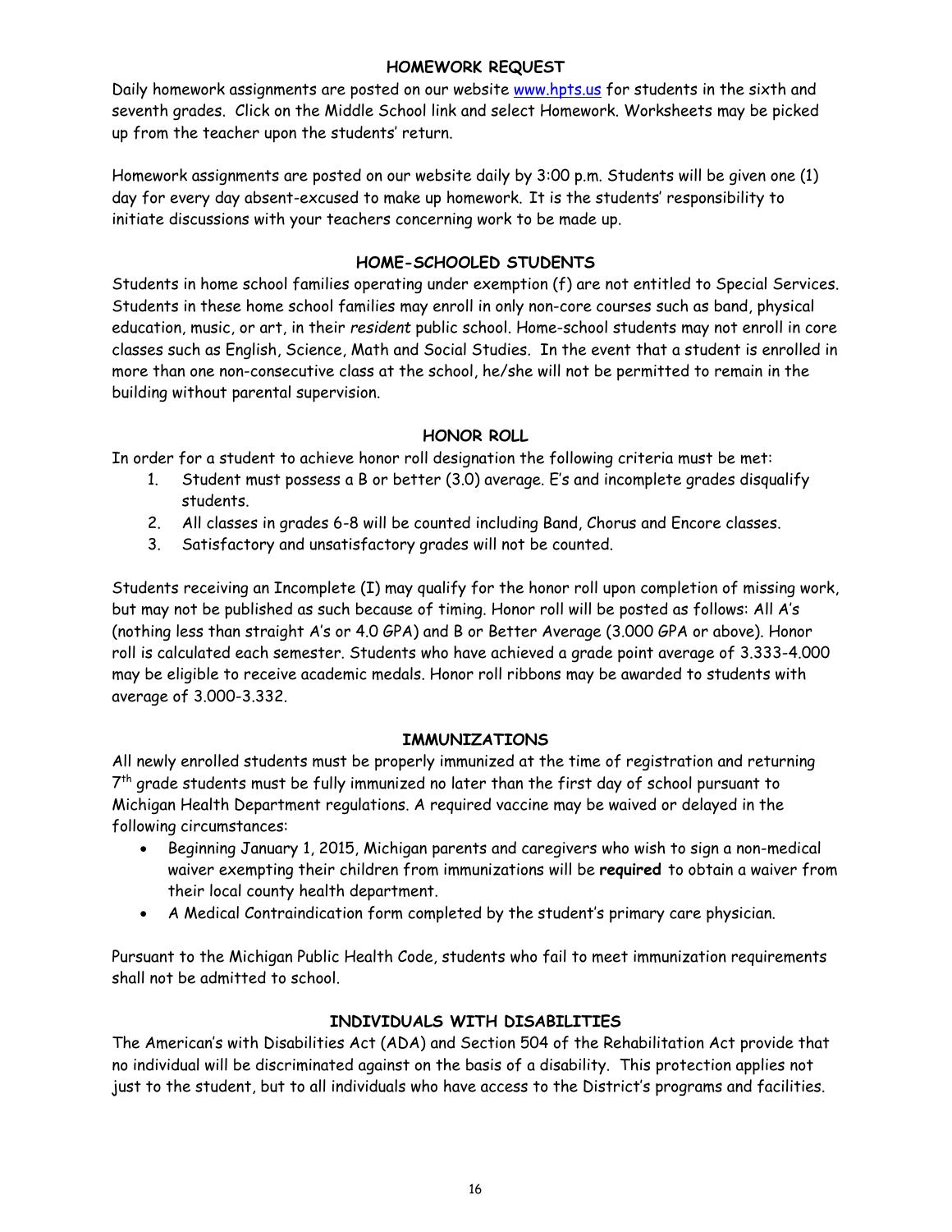## HOMEWORK REQUEST

Daily homework assignments are posted on our website www.hpts.us for students in the sixth and seventh grades. Click on the Middle School link and select Homework. Worksheets may be picked up from the teacher upon the students' return.

Homework assignments are posted on our website daily by 3:00 p.m. Students will be given one (1) day for every day absent-excused to make up homework. It is the students' responsibility to initiate discussions with your teachers concerning work to be made up.

## HOME-SCHOOLED STUDENTS

Students in home school families operating under exemption (f) are not entitled to Special Services. Students in these home school families may enroll in only non-core courses such as band, physical education, music, or art, in their *resident* public school. Home-school students may not enroll in core classes such as English, Science, Math and Social Studies. In the event that a student is enrolled in more than one non-consecutive class at the school, he/she will not be permitted to remain in the building without parental supervision.

## HONOR ROLL

In order for a student to achieve honor roll designation the following criteria must be met:

1. Student must possess a B or better (3.0) average. E's and incomplete grades disqualify students.
2. All classes in grades 6-8 will be counted including Band, Chorus and Encore classes.
3. Satisfactory and unsatisfactory grades will not be counted.

Students receiving an Incomplete (I) may qualify for the honor roll upon completion of missing work, but may not be published as such because of timing. Honor roll will be posted as follows: All A's (nothing less than straight A's or 4.0 GPA) and B or Better Average (3.000 GPA or above). Honor roll is calculated each semester. Students who have achieved a grade point average of 3.333-4.000 may be eligible to receive academic medals. Honor roll ribbons may be awarded to students with average of 3.000-3.332.

## IMMUNIZATIONS

All newly enrolled students must be properly immunized at the time of registration and returning 7th grade students must be fully immunized no later than the first day of school pursuant to Michigan Health Department regulations. A required vaccine may be waived or delayed in the following circumstances:

- Beginning January 1, 2015, Michigan parents and caregivers who wish to sign a non-medical waiver exempting their children from immunizations will be **required** to obtain a waiver from their local county health department.
- A Medical Contraindication form completed by the student's primary care physician.

Pursuant to the Michigan Public Health Code, students who fail to meet immunization requirements shall not be admitted to school.

## INDIVIDUALS WITH DISABILITIES

The American's with Disabilities Act (ADA) and Section 504 of the Rehabilitation Act provide that no individual will be discriminated against on the basis of a disability. This protection applies not just to the student, but to all individuals who have access to the District's programs and facilities.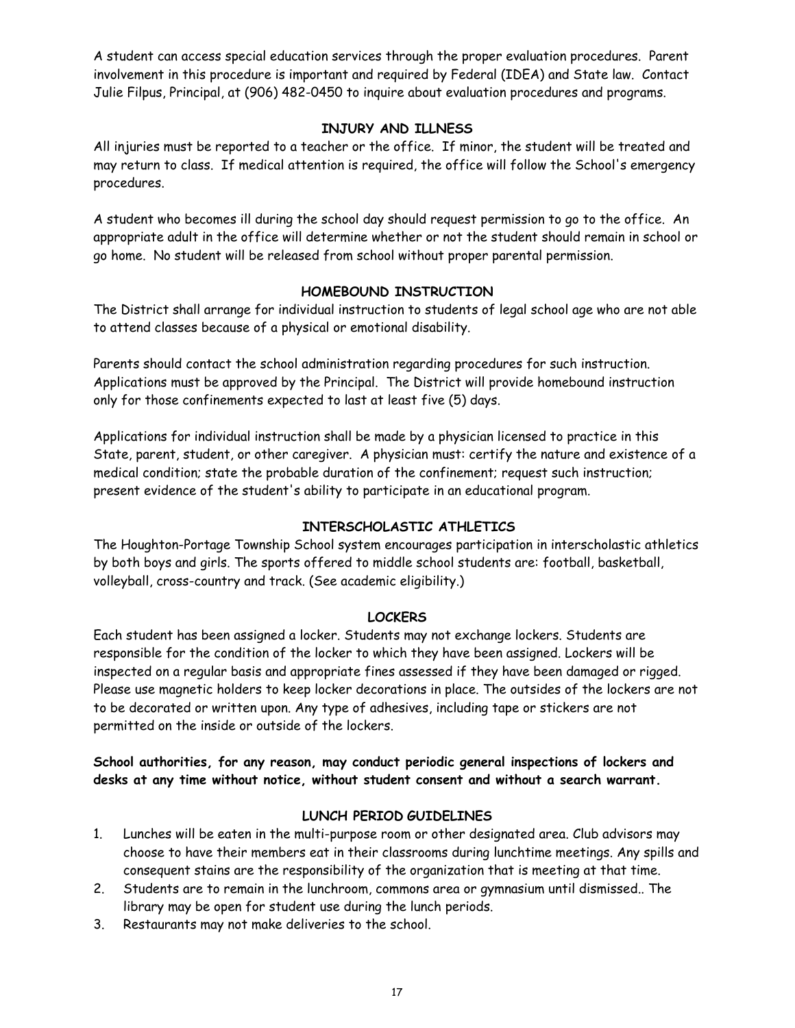A student can access special education services through the proper evaluation procedures. Parent involvement in this procedure is important and required by Federal (IDEA) and State law. Contact Julie Filpus, Principal, at (906) 482-0450 to inquire about evaluation procedures and programs.

## INJURY AND ILLNESS

All injuries must be reported to a teacher or the office. If minor, the student will be treated and may return to class. If medical attention is required, the office will follow the School's emergency procedures.

A student who becomes ill during the school day should request permission to go to the office. An appropriate adult in the office will determine whether or not the student should remain in school or go home. No student will be released from school without proper parental permission.

## HOMEBOUND INSTRUCTION

The District shall arrange for individual instruction to students of legal school age who are not able to attend classes because of a physical or emotional disability.

Parents should contact the school administration regarding procedures for such instruction. Applications must be approved by the Principal. The District will provide homebound instruction only for those confinements expected to last at least five (5) days.

Applications for individual instruction shall be made by a physician licensed to practice in this State, parent, student, or other caregiver. A physician must: certify the nature and existence of a medical condition; state the probable duration of the confinement; request such instruction; present evidence of the student's ability to participate in an educational program.

## INTERSCHOLASTIC ATHLETICS

The Houghton-Portage Township School system encourages participation in interscholastic athletics by both boys and girls. The sports offered to middle school students are: football, basketball, volleyball, cross-country and track. (See academic eligibility.)

## LOCKERS

Each student has been assigned a locker. Students may not exchange lockers. Students are responsible for the condition of the locker to which they have been assigned. Lockers will be inspected on a regular basis and appropriate fines assessed if they have been damaged or rigged. Please use magnetic holders to keep locker decorations in place. The outsides of the lockers are not to be decorated or written upon. Any type of adhesives, including tape or stickers are not permitted on the inside or outside of the lockers.

**School authorities, for any reason, may conduct periodic general inspections of lockers and desks at any time without notice, without student consent and without a search warrant.**

## LUNCH PERIOD GUIDELINES

1. Lunches will be eaten in the multi-purpose room or other designated area. Club advisors may choose to have their members eat in their classrooms during lunchtime meetings. Any spills and consequent stains are the responsibility of the organization that is meeting at that time.
2. Students are to remain in the lunchroom, commons area or gymnasium until dismissed.. The library may be open for student use during the lunch periods.
3. Restaurants may not make deliveries to the school.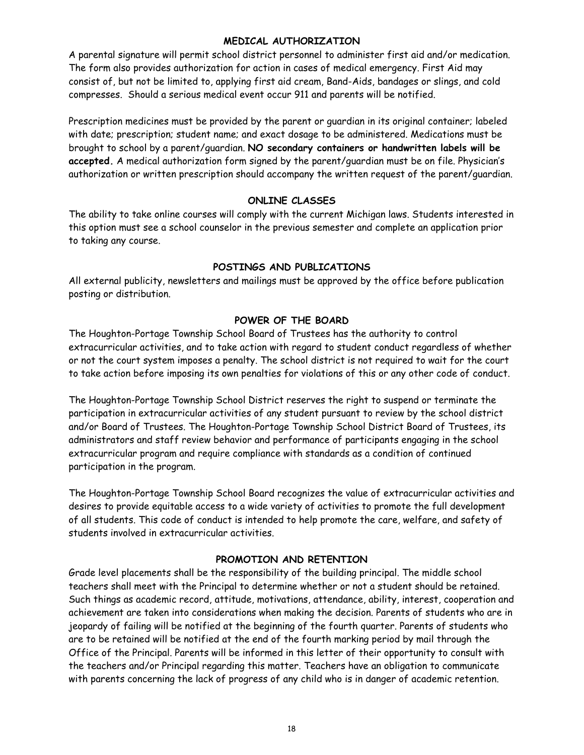## MEDICAL AUTHORIZATION

A parental signature will permit school district personnel to administer first aid and/or medication. The form also provides authorization for action in cases of medical emergency. First Aid may consist of, but not be limited to, applying first aid cream, Band-Aids, bandages or slings, and cold compresses. Should a serious medical event occur 911 and parents will be notified.

Prescription medicines must be provided by the parent or guardian in its original container; labeled with date; prescription; student name; and exact dosage to be administered. Medications must be brought to school by a parent/guardian. **NO secondary containers or handwritten labels will be accepted.** A medical authorization form signed by the parent/guardian must be on file. Physician's authorization or written prescription should accompany the written request of the parent/guardian.

## ONLINE CLASSES

The ability to take online courses will comply with the current Michigan laws. Students interested in this option must see a school counselor in the previous semester and complete an application prior to taking any course.

## POSTINGS AND PUBLICATIONS

All external publicity, newsletters and mailings must be approved by the office before publication posting or distribution.

## POWER OF THE BOARD

The Houghton-Portage Township School Board of Trustees has the authority to control extracurricular activities, and to take action with regard to student conduct regardless of whether or not the court system imposes a penalty. The school district is not required to wait for the court to take action before imposing its own penalties for violations of this or any other code of conduct.

The Houghton-Portage Township School District reserves the right to suspend or terminate the participation in extracurricular activities of any student pursuant to review by the school district and/or Board of Trustees. The Houghton-Portage Township School District Board of Trustees, its administrators and staff review behavior and performance of participants engaging in the school extracurricular program and require compliance with standards as a condition of continued participation in the program.

The Houghton-Portage Township School Board recognizes the value of extracurricular activities and desires to provide equitable access to a wide variety of activities to promote the full development of all students. This code of conduct is intended to help promote the care, welfare, and safety of students involved in extracurricular activities.

## PROMOTION AND RETENTION

Grade level placements shall be the responsibility of the building principal. The middle school teachers shall meet with the Principal to determine whether or not a student should be retained. Such things as academic record, attitude, motivations, attendance, ability, interest, cooperation and achievement are taken into considerations when making the decision. Parents of students who are in jeopardy of failing will be notified at the beginning of the fourth quarter. Parents of students who are to be retained will be notified at the end of the fourth marking period by mail through the Office of the Principal. Parents will be informed in this letter of their opportunity to consult with the teachers and/or Principal regarding this matter. Teachers have an obligation to communicate with parents concerning the lack of progress of any child who is in danger of academic retention.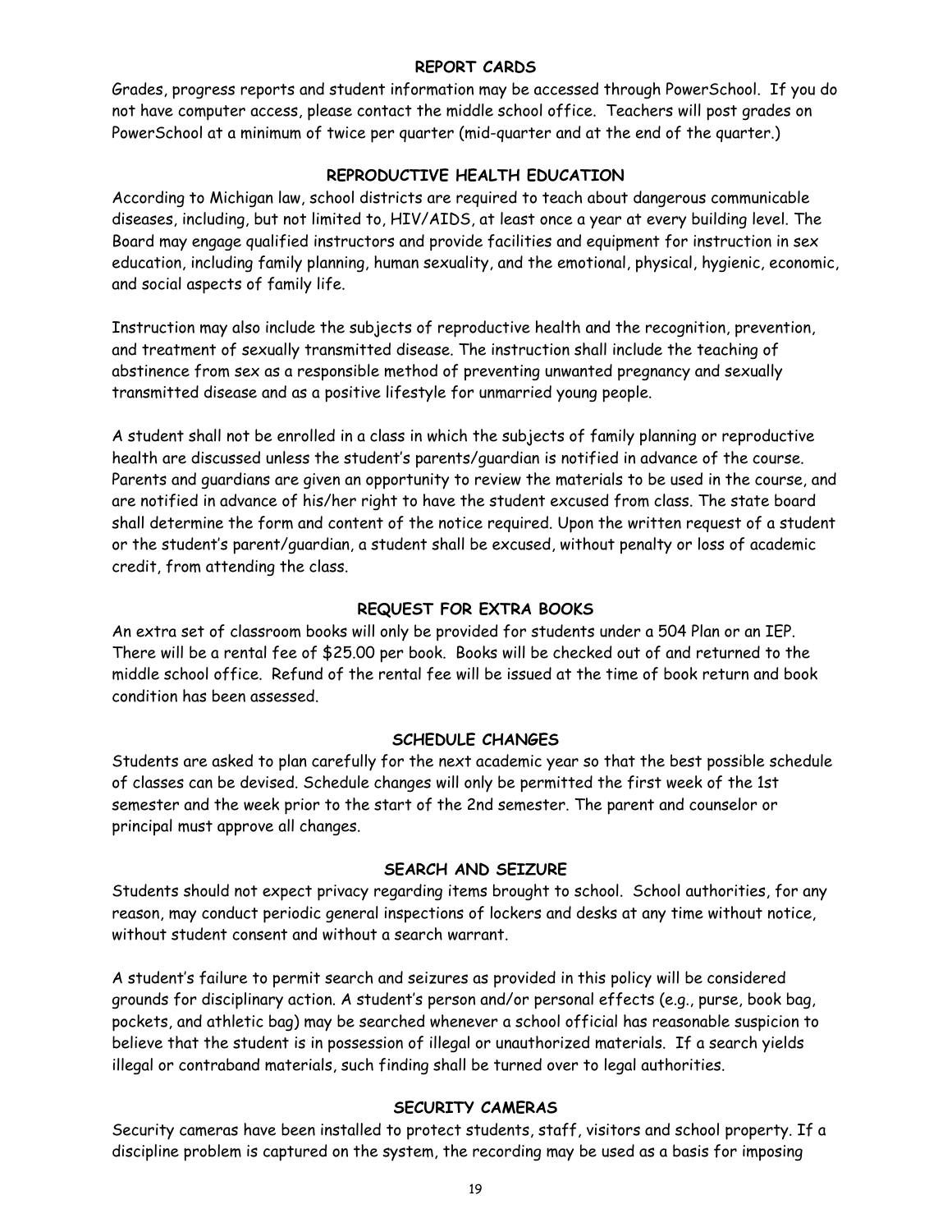## REPORT CARDS

Grades, progress reports and student information may be accessed through PowerSchool. If you do not have computer access, please contact the middle school office. Teachers will post grades on PowerSchool at a minimum of twice per quarter (mid-quarter and at the end of the quarter.)

## REPRODUCTIVE HEALTH EDUCATION

According to Michigan law, school districts are required to teach about dangerous communicable diseases, including, but not limited to, HIV/AIDS, at least once a year at every building level. The Board may engage qualified instructors and provide facilities and equipment for instruction in sex education, including family planning, human sexuality, and the emotional, physical, hygienic, economic, and social aspects of family life.

Instruction may also include the subjects of reproductive health and the recognition, prevention, and treatment of sexually transmitted disease. The instruction shall include the teaching of abstinence from sex as a responsible method of preventing unwanted pregnancy and sexually transmitted disease and as a positive lifestyle for unmarried young people.

A student shall not be enrolled in a class in which the subjects of family planning or reproductive health are discussed unless the student's parents/guardian is notified in advance of the course. Parents and guardians are given an opportunity to review the materials to be used in the course, and are notified in advance of his/her right to have the student excused from class. The state board shall determine the form and content of the notice required. Upon the written request of a student or the student's parent/guardian, a student shall be excused, without penalty or loss of academic credit, from attending the class.

## REQUEST FOR EXTRA BOOKS

An extra set of classroom books will only be provided for students under a 504 Plan or an IEP. There will be a rental fee of $25.00 per book. Books will be checked out of and returned to the middle school office. Refund of the rental fee will be issued at the time of book return and book condition has been assessed.

## SCHEDULE CHANGES

Students are asked to plan carefully for the next academic year so that the best possible schedule of classes can be devised. Schedule changes will only be permitted the first week of the 1st semester and the week prior to the start of the 2nd semester. The parent and counselor or principal must approve all changes.

## SEARCH AND SEIZURE

Students should not expect privacy regarding items brought to school. School authorities, for any reason, may conduct periodic general inspections of lockers and desks at any time without notice, without student consent and without a search warrant.

A student's failure to permit search and seizures as provided in this policy will be considered grounds for disciplinary action. A student's person and/or personal effects (e.g., purse, book bag, pockets, and athletic bag) may be searched whenever a school official has reasonable suspicion to believe that the student is in possession of illegal or unauthorized materials. If a search yields illegal or contraband materials, such finding shall be turned over to legal authorities.

## SECURITY CAMERAS

Security cameras have been installed to protect students, staff, visitors and school property. If a discipline problem is captured on the system, the recording may be used as a basis for imposing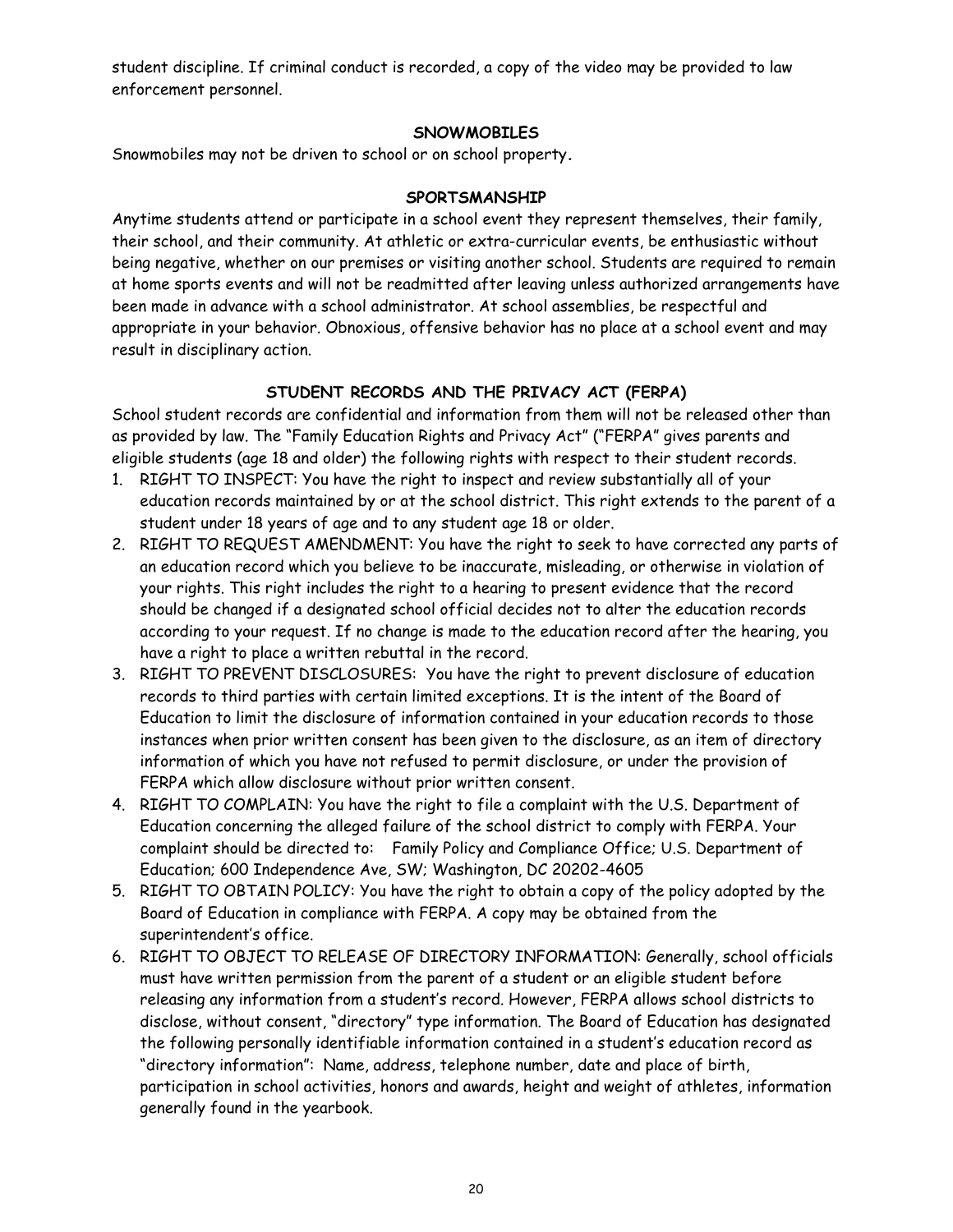student discipline. If criminal conduct is recorded, a copy of the video may be provided to law enforcement personnel.

## SNOWMOBILES

Snowmobiles may not be driven to school or on school property.

## SPORTSMANSHIP

Anytime students attend or participate in a school event they represent themselves, their family, their school, and their community. At athletic or extra-curricular events, be enthusiastic without being negative, whether on our premises or visiting another school. Students are required to remain at home sports events and will not be readmitted after leaving unless authorized arrangements have been made in advance with a school administrator. At school assemblies, be respectful and appropriate in your behavior. Obnoxious, offensive behavior has no place at a school event and may result in disciplinary action.

## STUDENT RECORDS AND THE PRIVACY ACT (FERPA)

School student records are confidential and information from them will not be released other than as provided by law. The "Family Education Rights and Privacy Act" ("FERPA" gives parents and eligible students (age 18 and older) the following rights with respect to their student records.

1. RIGHT TO INSPECT: You have the right to inspect and review substantially all of your education records maintained by or at the school district. This right extends to the parent of a student under 18 years of age and to any student age 18 or older.
2. RIGHT TO REQUEST AMENDMENT: You have the right to seek to have corrected any parts of an education record which you believe to be inaccurate, misleading, or otherwise in violation of your rights. This right includes the right to a hearing to present evidence that the record should be changed if a designated school official decides not to alter the education records according to your request. If no change is made to the education record after the hearing, you have a right to place a written rebuttal in the record.
3. RIGHT TO PREVENT DISCLOSURES: You have the right to prevent disclosure of education records to third parties with certain limited exceptions. It is the intent of the Board of Education to limit the disclosure of information contained in your education records to those instances when prior written consent has been given to the disclosure, as an item of directory information of which you have not refused to permit disclosure, or under the provision of FERPA which allow disclosure without prior written consent.
4. RIGHT TO COMPLAIN: You have the right to file a complaint with the U.S. Department of Education concerning the alleged failure of the school district to comply with FERPA. Your complaint should be directed to: Family Policy and Compliance Office; U.S. Department of Education; 600 Independence Ave, SW; Washington, DC 20202-4605
5. RIGHT TO OBTAIN POLICY: You have the right to obtain a copy of the policy adopted by the Board of Education in compliance with FERPA. A copy may be obtained from the superintendent's office.
6. RIGHT TO OBJECT TO RELEASE OF DIRECTORY INFORMATION: Generally, school officials must have written permission from the parent of a student or an eligible student before releasing any information from a student's record. However, FERPA allows school districts to disclose, without consent, "directory" type information. The Board of Education has designated the following personally identifiable information contained in a student's education record as "directory information": Name, address, telephone number, date and place of birth, participation in school activities, honors and awards, height and weight of athletes, information generally found in the yearbook.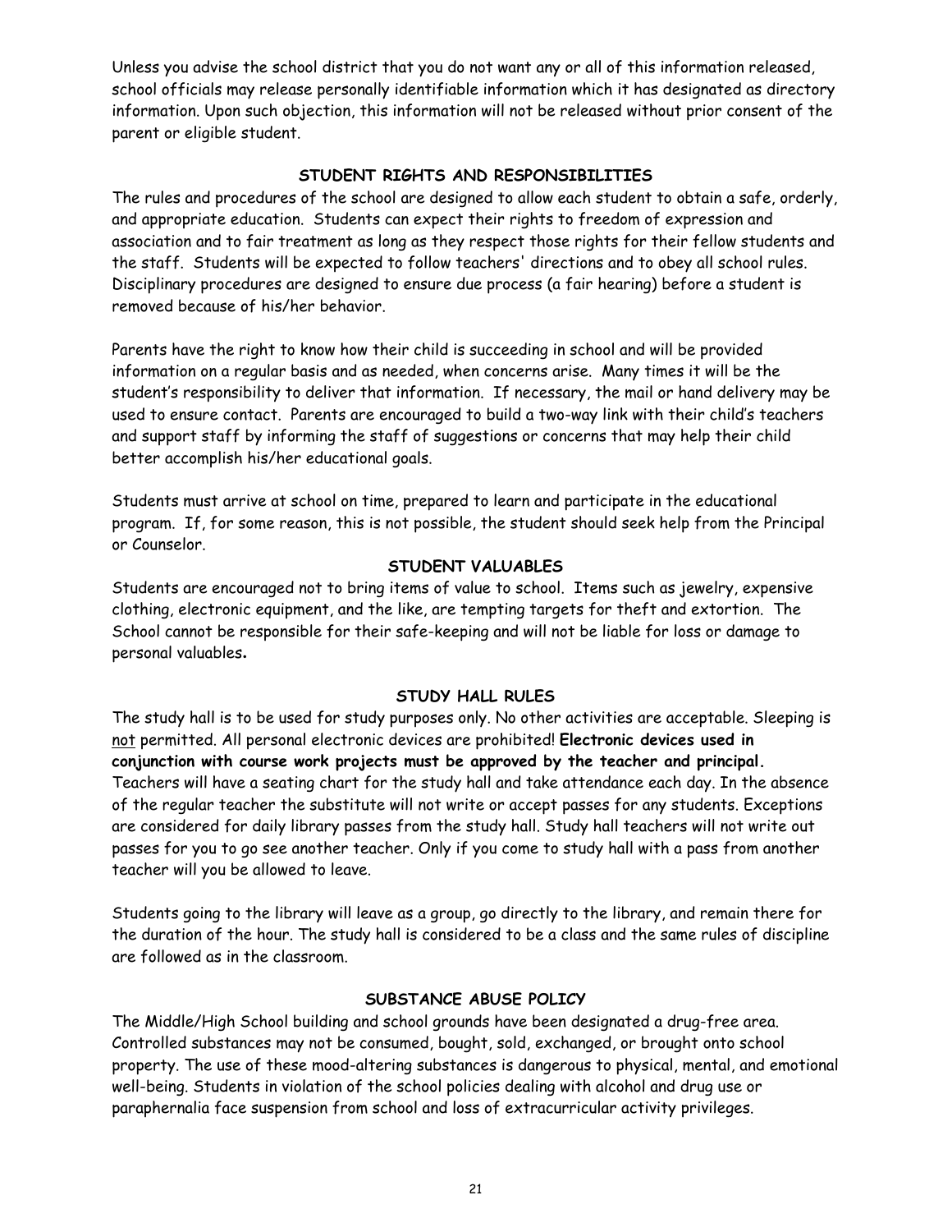Unless you advise the school district that you do not want any or all of this information released, school officials may release personally identifiable information which it has designated as directory information. Upon such objection, this information will not be released without prior consent of the parent or eligible student.

## STUDENT RIGHTS AND RESPONSIBILITIES

The rules and procedures of the school are designed to allow each student to obtain a safe, orderly, and appropriate education. Students can expect their rights to freedom of expression and association and to fair treatment as long as they respect those rights for their fellow students and the staff. Students will be expected to follow teachers' directions and to obey all school rules. Disciplinary procedures are designed to ensure due process (a fair hearing) before a student is removed because of his/her behavior.

Parents have the right to know how their child is succeeding in school and will be provided information on a regular basis and as needed, when concerns arise. Many times it will be the student's responsibility to deliver that information. If necessary, the mail or hand delivery may be used to ensure contact. Parents are encouraged to build a two-way link with their child's teachers and support staff by informing the staff of suggestions or concerns that may help their child better accomplish his/her educational goals.

Students must arrive at school on time, prepared to learn and participate in the educational program. If, for some reason, this is not possible, the student should seek help from the Principal or Counselor.

## STUDENT VALUABLES

Students are encouraged not to bring items of value to school. Items such as jewelry, expensive clothing, electronic equipment, and the like, are tempting targets for theft and extortion. The School cannot be responsible for their safe-keeping and will not be liable for loss or damage to personal valuables**.**

## STUDY HALL RULES

The study hall is to be used for study purposes only. No other activities are acceptable. Sleeping is not permitted. All personal electronic devices are prohibited! **Electronic devices used in conjunction with course work projects must be approved by the teacher and principal.** Teachers will have a seating chart for the study hall and take attendance each day. In the absence of the regular teacher the substitute will not write or accept passes for any students. Exceptions are considered for daily library passes from the study hall. Study hall teachers will not write out passes for you to go see another teacher. Only if you come to study hall with a pass from another teacher will you be allowed to leave.

Students going to the library will leave as a group, go directly to the library, and remain there for the duration of the hour. The study hall is considered to be a class and the same rules of discipline are followed as in the classroom.

## SUBSTANCE ABUSE POLICY

The Middle/High School building and school grounds have been designated a drug-free area. Controlled substances may not be consumed, bought, sold, exchanged, or brought onto school property. The use of these mood-altering substances is dangerous to physical, mental, and emotional well-being. Students in violation of the school policies dealing with alcohol and drug use or paraphernalia face suspension from school and loss of extracurricular activity privileges.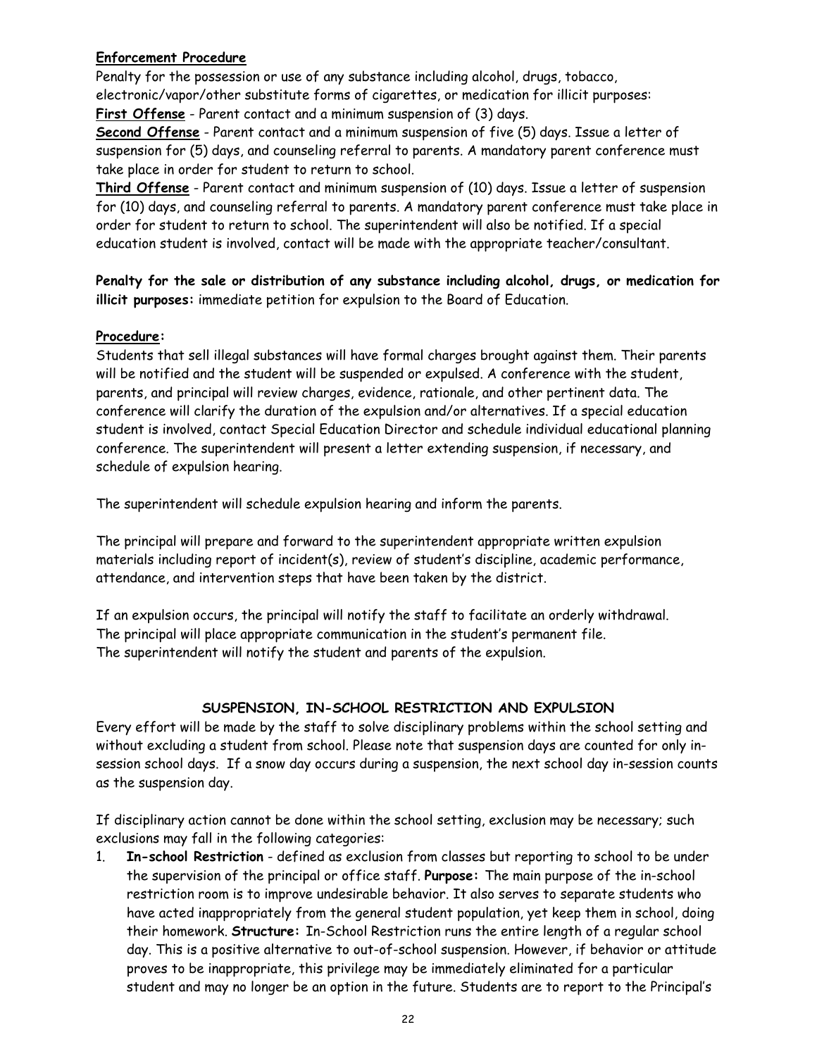**Enforcement Procedure**

Penalty for the possession or use of any substance including alcohol, drugs, tobacco, electronic/vapor/other substitute forms of cigarettes, or medication for illicit purposes:

**First Offense** - Parent contact and a minimum suspension of (3) days.

**Second Offense** - Parent contact and a minimum suspension of five (5) days. Issue a letter of suspension for (5) days, and counseling referral to parents. A mandatory parent conference must take place in order for student to return to school.

**Third Offense** - Parent contact and minimum suspension of (10) days. Issue a letter of suspension for (10) days, and counseling referral to parents. A mandatory parent conference must take place in order for student to return to school. The superintendent will also be notified. If a special education student is involved, contact will be made with the appropriate teacher/consultant.

**Penalty for the sale or distribution of any substance including alcohol, drugs, or medication for illicit purposes:** immediate petition for expulsion to the Board of Education.

**Procedure:**

Students that sell illegal substances will have formal charges brought against them. Their parents will be notified and the student will be suspended or expulsed. A conference with the student, parents, and principal will review charges, evidence, rationale, and other pertinent data. The conference will clarify the duration of the expulsion and/or alternatives. If a special education student is involved, contact Special Education Director and schedule individual educational planning conference. The superintendent will present a letter extending suspension, if necessary, and schedule of expulsion hearing.

The superintendent will schedule expulsion hearing and inform the parents.

The principal will prepare and forward to the superintendent appropriate written expulsion materials including report of incident(s), review of student's discipline, academic performance, attendance, and intervention steps that have been taken by the district.

If an expulsion occurs, the principal will notify the staff to facilitate an orderly withdrawal.
The principal will place appropriate communication in the student's permanent file.
The superintendent will notify the student and parents of the expulsion.

## SUSPENSION, IN-SCHOOL RESTRICTION AND EXPULSION

Every effort will be made by the staff to solve disciplinary problems within the school setting and without excluding a student from school. Please note that suspension days are counted for only in-session school days. If a snow day occurs during a suspension, the next school day in-session counts as the suspension day.

If disciplinary action cannot be done within the school setting, exclusion may be necessary; such exclusions may fall in the following categories:

1. **In-school Restriction** - defined as exclusion from classes but reporting to school to be under the supervision of the principal or office staff. **Purpose:** The main purpose of the in-school restriction room is to improve undesirable behavior. It also serves to separate students who have acted inappropriately from the general student population, yet keep them in school, doing their homework. **Structure:** In-School Restriction runs the entire length of a regular school day. This is a positive alternative to out-of-school suspension. However, if behavior or attitude proves to be inappropriate, this privilege may be immediately eliminated for a particular student and may no longer be an option in the future. Students are to report to the Principal's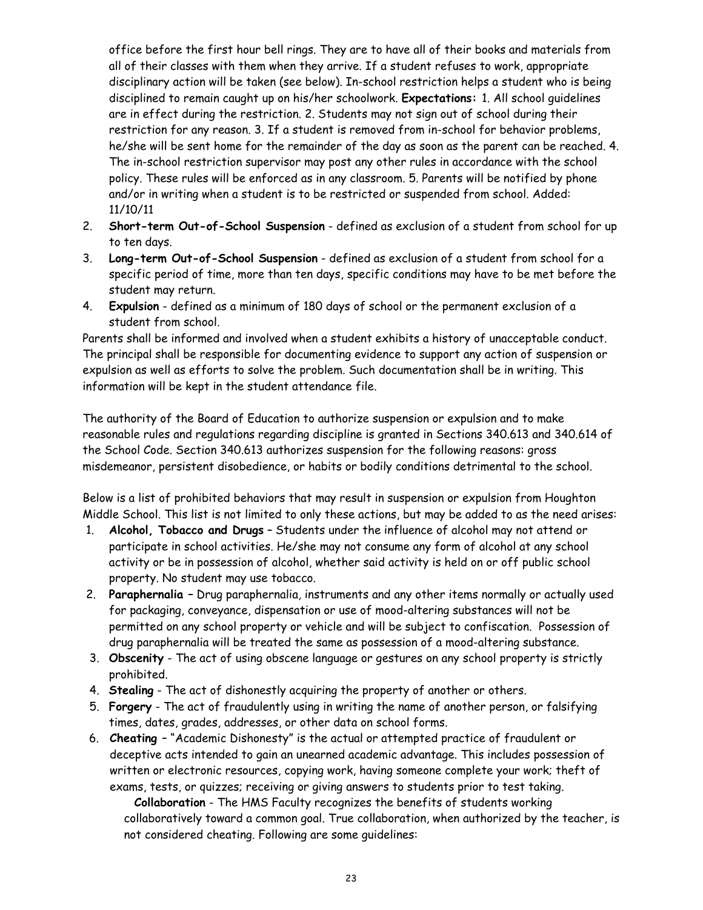office before the first hour bell rings. They are to have all of their books and materials from all of their classes with them when they arrive. If a student refuses to work, appropriate disciplinary action will be taken (see below). In-school restriction helps a student who is being disciplined to remain caught up on his/her schoolwork. **Expectations:** 1. All school guidelines are in effect during the restriction. 2. Students may not sign out of school during their restriction for any reason. 3. If a student is removed from in-school for behavior problems, he/she will be sent home for the remainder of the day as soon as the parent can be reached. 4. The in-school restriction supervisor may post any other rules in accordance with the school policy. These rules will be enforced as in any classroom. 5. Parents will be notified by phone and/or in writing when a student is to be restricted or suspended from school. Added: 11/10/11

2. **Short-term Out-of-School Suspension** - defined as exclusion of a student from school for up to ten days.
3. **Long-term Out-of-School Suspension** - defined as exclusion of a student from school for a specific period of time, more than ten days, specific conditions may have to be met before the student may return.
4. **Expulsion** - defined as a minimum of 180 days of school or the permanent exclusion of a student from school.

Parents shall be informed and involved when a student exhibits a history of unacceptable conduct. The principal shall be responsible for documenting evidence to support any action of suspension or expulsion as well as efforts to solve the problem. Such documentation shall be in writing. This information will be kept in the student attendance file.

The authority of the Board of Education to authorize suspension or expulsion and to make reasonable rules and regulations regarding discipline is granted in Sections 340.613 and 340.614 of the School Code. Section 340.613 authorizes suspension for the following reasons: gross misdemeanor, persistent disobedience, or habits or bodily conditions detrimental to the school.

Below is a list of prohibited behaviors that may result in suspension or expulsion from Houghton Middle School. This list is not limited to only these actions, but may be added to as the need arises:

1. **Alcohol, Tobacco and Drugs** – Students under the influence of alcohol may not attend or participate in school activities. He/she may not consume any form of alcohol at any school activity or be in possession of alcohol, whether said activity is held on or off public school property. No student may use tobacco.
2. **Paraphernalia** – Drug paraphernalia, instruments and any other items normally or actually used for packaging, conveyance, dispensation or use of mood-altering substances will not be permitted on any school property or vehicle and will be subject to confiscation. Possession of drug paraphernalia will be treated the same as possession of a mood-altering substance.
3. **Obscenity** - The act of using obscene language or gestures on any school property is strictly prohibited.
4. **Stealing** - The act of dishonestly acquiring the property of another or others.
5. **Forgery** - The act of fraudulently using in writing the name of another person, or falsifying times, dates, grades, addresses, or other data on school forms.
6. **Cheating** – "Academic Dishonesty" is the actual or attempted practice of fraudulent or deceptive acts intended to gain an unearned academic advantage. This includes possession of written or electronic resources, copying work, having someone complete your work; theft of exams, tests, or quizzes; receiving or giving answers to students prior to test taking.

   **Collaboration** - The HMS Faculty recognizes the benefits of students working collaboratively toward a common goal. True collaboration, when authorized by the teacher, is not considered cheating. Following are some guidelines: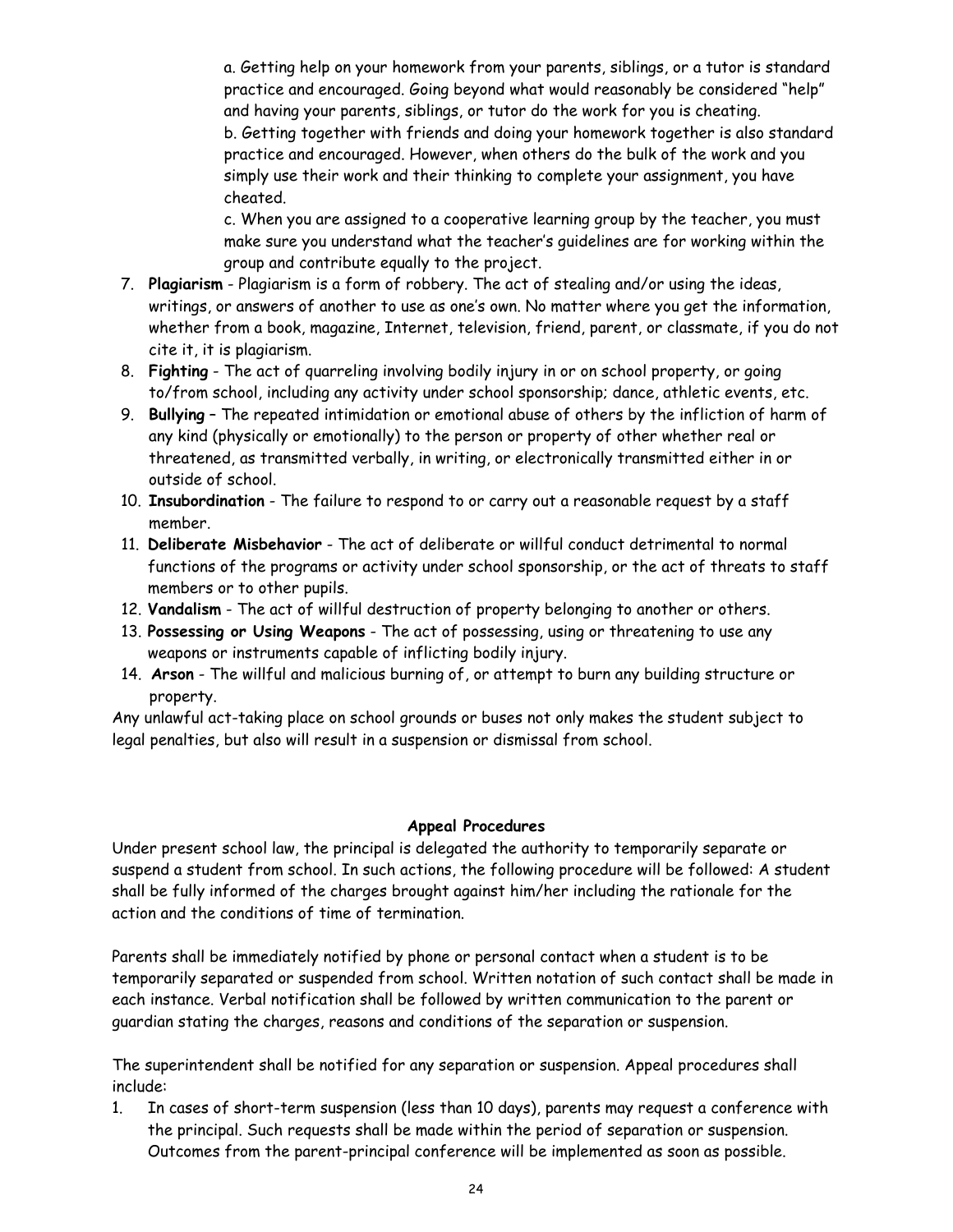a. Getting help on your homework from your parents, siblings, or a tutor is standard practice and encouraged. Going beyond what would reasonably be considered "help" and having your parents, siblings, or tutor do the work for you is cheating.
b. Getting together with friends and doing your homework together is also standard practice and encouraged. However, when others do the bulk of the work and you simply use their work and their thinking to complete your assignment, you have cheated.
c. When you are assigned to a cooperative learning group by the teacher, you must make sure you understand what the teacher's guidelines are for working within the group and contribute equally to the project.

7. **Plagiarism** - Plagiarism is a form of robbery. The act of stealing and/or using the ideas, writings, or answers of another to use as one's own. No matter where you get the information, whether from a book, magazine, Internet, television, friend, parent, or classmate, if you do not cite it, it is plagiarism.
8. **Fighting** - The act of quarreling involving bodily injury in or on school property, or going to/from school, including any activity under school sponsorship; dance, athletic events, etc.
9. **Bullying** – The repeated intimidation or emotional abuse of others by the infliction of harm of any kind (physically or emotionally) to the person or property of other whether real or threatened, as transmitted verbally, in writing, or electronically transmitted either in or outside of school.
10. **Insubordination** - The failure to respond to or carry out a reasonable request by a staff member.
11. **Deliberate Misbehavior** - The act of deliberate or willful conduct detrimental to normal functions of the programs or activity under school sponsorship, or the act of threats to staff members or to other pupils.
12. **Vandalism** - The act of willful destruction of property belonging to another or others.
13. **Possessing or Using Weapons** - The act of possessing, using or threatening to use any weapons or instruments capable of inflicting bodily injury.
14. **Arson** - The willful and malicious burning of, or attempt to burn any building structure or property.

Any unlawful act-taking place on school grounds or buses not only makes the student subject to legal penalties, but also will result in a suspension or dismissal from school.

## Appeal Procedures

Under present school law, the principal is delegated the authority to temporarily separate or suspend a student from school. In such actions, the following procedure will be followed: A student shall be fully informed of the charges brought against him/her including the rationale for the action and the conditions of time of termination.

Parents shall be immediately notified by phone or personal contact when a student is to be temporarily separated or suspended from school. Written notation of such contact shall be made in each instance. Verbal notification shall be followed by written communication to the parent or guardian stating the charges, reasons and conditions of the separation or suspension.

The superintendent shall be notified for any separation or suspension. Appeal procedures shall include:

1. In cases of short-term suspension (less than 10 days), parents may request a conference with the principal. Such requests shall be made within the period of separation or suspension. Outcomes from the parent-principal conference will be implemented as soon as possible.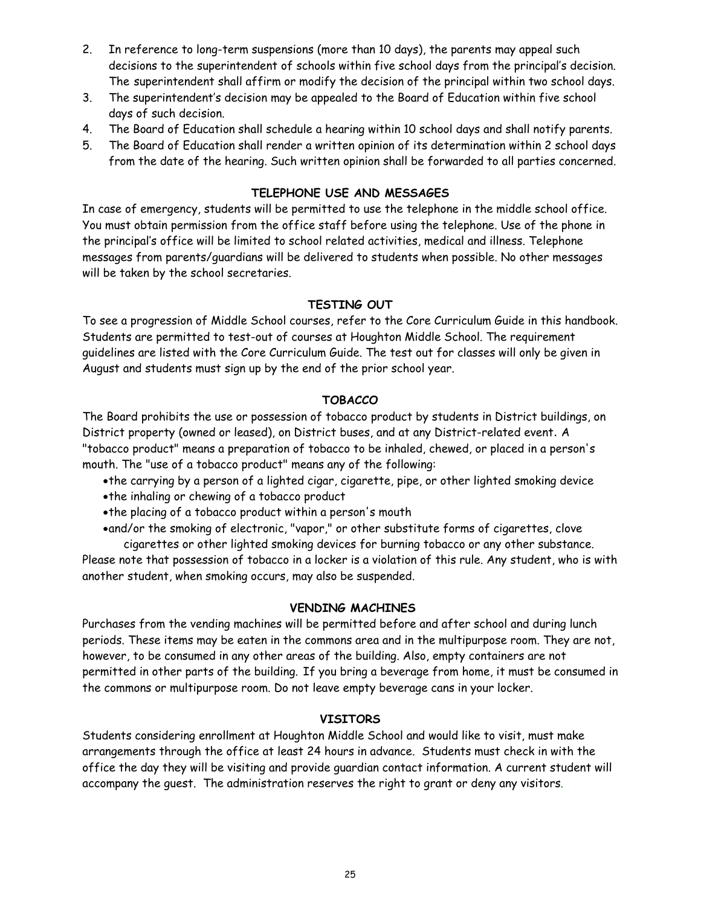2. In reference to long-term suspensions (more than 10 days), the parents may appeal such decisions to the superintendent of schools within five school days from the principal's decision. The superintendent shall affirm or modify the decision of the principal within two school days.
3. The superintendent's decision may be appealed to the Board of Education within five school days of such decision.
4. The Board of Education shall schedule a hearing within 10 school days and shall notify parents.
5. The Board of Education shall render a written opinion of its determination within 2 school days from the date of the hearing. Such written opinion shall be forwarded to all parties concerned.

## TELEPHONE USE AND MESSAGES

In case of emergency, students will be permitted to use the telephone in the middle school office. You must obtain permission from the office staff before using the telephone. Use of the phone in the principal's office will be limited to school related activities, medical and illness. Telephone messages from parents/guardians will be delivered to students when possible. No other messages will be taken by the school secretaries.

## TESTING OUT

To see a progression of Middle School courses, refer to the Core Curriculum Guide in this handbook. Students are permitted to test-out of courses at Houghton Middle School. The requirement guidelines are listed with the Core Curriculum Guide. The test out for classes will only be given in August and students must sign up by the end of the prior school year.

## TOBACCO

The Board prohibits the use or possession of tobacco product by students in District buildings, on District property (owned or leased), on District buses, and at any District-related event. A "tobacco product" means a preparation of tobacco to be inhaled, chewed, or placed in a person's mouth. The "use of a tobacco product" means any of the following:

- the carrying by a person of a lighted cigar, cigarette, pipe, or other lighted smoking device
- the inhaling or chewing of a tobacco product
- the placing of a tobacco product within a person's mouth
- and/or the smoking of electronic, "vapor," or other substitute forms of cigarettes, clove cigarettes or other lighted smoking devices for burning tobacco or any other substance.

Please note that possession of tobacco in a locker is a violation of this rule. Any student, who is with another student, when smoking occurs, may also be suspended.

## VENDING MACHINES

Purchases from the vending machines will be permitted before and after school and during lunch periods. These items may be eaten in the commons area and in the multipurpose room. They are not, however, to be consumed in any other areas of the building. Also, empty containers are not permitted in other parts of the building. If you bring a beverage from home, it must be consumed in the commons or multipurpose room. Do not leave empty beverage cans in your locker.

## VISITORS

Students considering enrollment at Houghton Middle School and would like to visit, must make arrangements through the office at least 24 hours in advance. Students must check in with the office the day they will be visiting and provide guardian contact information. A current student will accompany the guest. The administration reserves the right to grant or deny any visitors.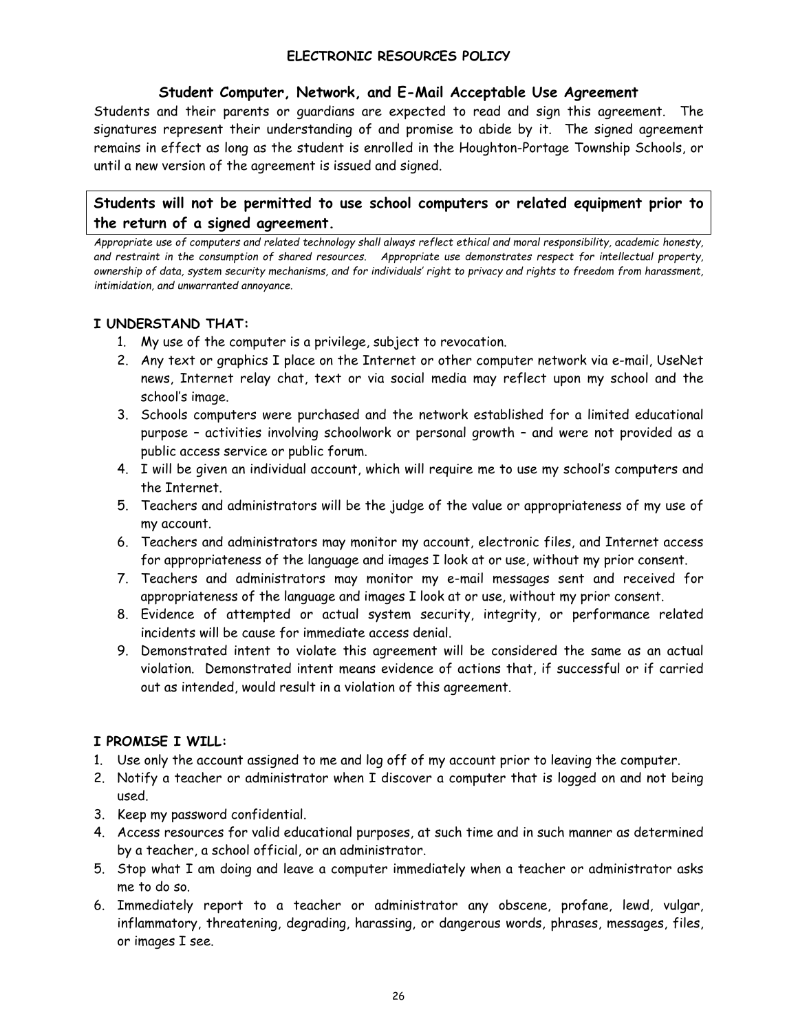## ELECTRONIC RESOURCES POLICY

### Student Computer, Network, and E-Mail Acceptable Use Agreement

Students and their parents or guardians are expected to read and sign this agreement. The signatures represent their understanding of and promise to abide by it. The signed agreement remains in effect as long as the student is enrolled in the Houghton-Portage Township Schools, or until a new version of the agreement is issued and signed.

**Students will not be permitted to use school computers or related equipment prior to the return of a signed agreement.**

*Appropriate use of computers and related technology shall always reflect ethical and moral responsibility, academic honesty, and restraint in the consumption of shared resources. Appropriate use demonstrates respect for intellectual property, ownership of data, system security mechanisms, and for individuals' right to privacy and rights to freedom from harassment, intimidation, and unwarranted annoyance.*

**I UNDERSTAND THAT:**

1. My use of the computer is a privilege, subject to revocation.
2. Any text or graphics I place on the Internet or other computer network via e-mail, UseNet news, Internet relay chat, text or via social media may reflect upon my school and the school's image.
3. Schools computers were purchased and the network established for a limited educational purpose – activities involving schoolwork or personal growth – and were not provided as a public access service or public forum.
4. I will be given an individual account, which will require me to use my school's computers and the Internet.
5. Teachers and administrators will be the judge of the value or appropriateness of my use of my account.
6. Teachers and administrators may monitor my account, electronic files, and Internet access for appropriateness of the language and images I look at or use, without my prior consent.
7. Teachers and administrators may monitor my e-mail messages sent and received for appropriateness of the language and images I look at or use, without my prior consent.
8. Evidence of attempted or actual system security, integrity, or performance related incidents will be cause for immediate access denial.
9. Demonstrated intent to violate this agreement will be considered the same as an actual violation. Demonstrated intent means evidence of actions that, if successful or if carried out as intended, would result in a violation of this agreement.

**I PROMISE I WILL:**

1. Use only the account assigned to me and log off of my account prior to leaving the computer.
2. Notify a teacher or administrator when I discover a computer that is logged on and not being used.
3. Keep my password confidential.
4. Access resources for valid educational purposes, at such time and in such manner as determined by a teacher, a school official, or an administrator.
5. Stop what I am doing and leave a computer immediately when a teacher or administrator asks me to do so.
6. Immediately report to a teacher or administrator any obscene, profane, lewd, vulgar, inflammatory, threatening, degrading, harassing, or dangerous words, phrases, messages, files, or images I see.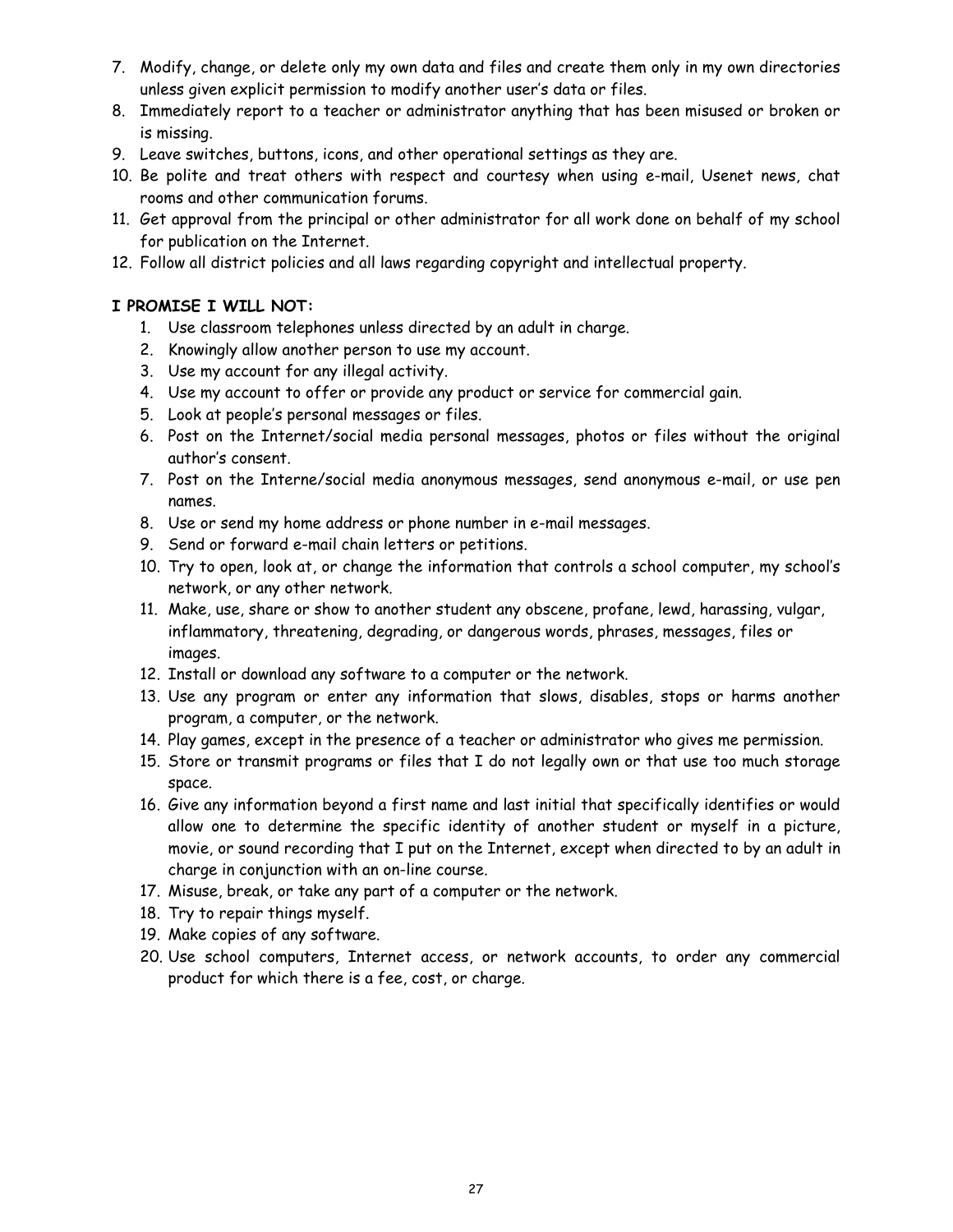7. Modify, change, or delete only my own data and files and create them only in my own directories unless given explicit permission to modify another user's data or files.
8. Immediately report to a teacher or administrator anything that has been misused or broken or is missing.
9. Leave switches, buttons, icons, and other operational settings as they are.
10. Be polite and treat others with respect and courtesy when using e-mail, Usenet news, chat rooms and other communication forums.
11. Get approval from the principal or other administrator for all work done on behalf of my school for publication on the Internet.
12. Follow all district policies and all laws regarding copyright and intellectual property.

**I PROMISE I WILL NOT:**

1. Use classroom telephones unless directed by an adult in charge.
2. Knowingly allow another person to use my account.
3. Use my account for any illegal activity.
4. Use my account to offer or provide any product or service for commercial gain.
5. Look at people's personal messages or files.
6. Post on the Internet/social media personal messages, photos or files without the original author's consent.
7. Post on the Interne/social media anonymous messages, send anonymous e-mail, or use pen names.
8. Use or send my home address or phone number in e-mail messages.
9. Send or forward e-mail chain letters or petitions.
10. Try to open, look at, or change the information that controls a school computer, my school's network, or any other network.
11. Make, use, share or show to another student any obscene, profane, lewd, harassing, vulgar, inflammatory, threatening, degrading, or dangerous words, phrases, messages, files or images.
12. Install or download any software to a computer or the network.
13. Use any program or enter any information that slows, disables, stops or harms another program, a computer, or the network.
14. Play games, except in the presence of a teacher or administrator who gives me permission.
15. Store or transmit programs or files that I do not legally own or that use too much storage space.
16. Give any information beyond a first name and last initial that specifically identifies or would allow one to determine the specific identity of another student or myself in a picture, movie, or sound recording that I put on the Internet, except when directed to by an adult in charge in conjunction with an on-line course.
17. Misuse, break, or take any part of a computer or the network.
18. Try to repair things myself.
19. Make copies of any software.
20. Use school computers, Internet access, or network accounts, to order any commercial product for which there is a fee, cost, or charge.